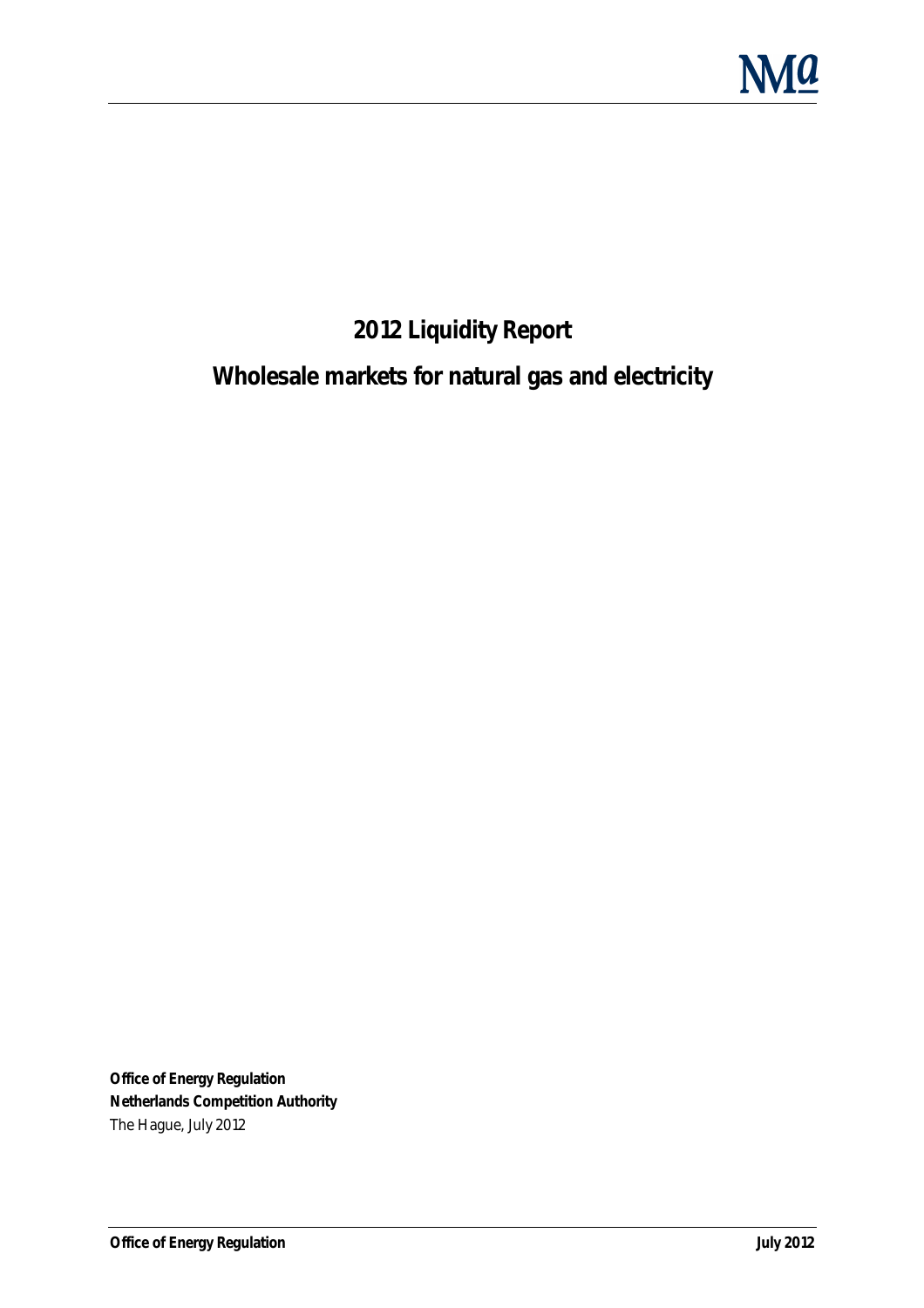# 2012 Liquidity Report

## Wholesale markets for natural gas and electricity

**Office of Energy Regulation**
**Netherlands Competition Authority**
The Hague, July 2012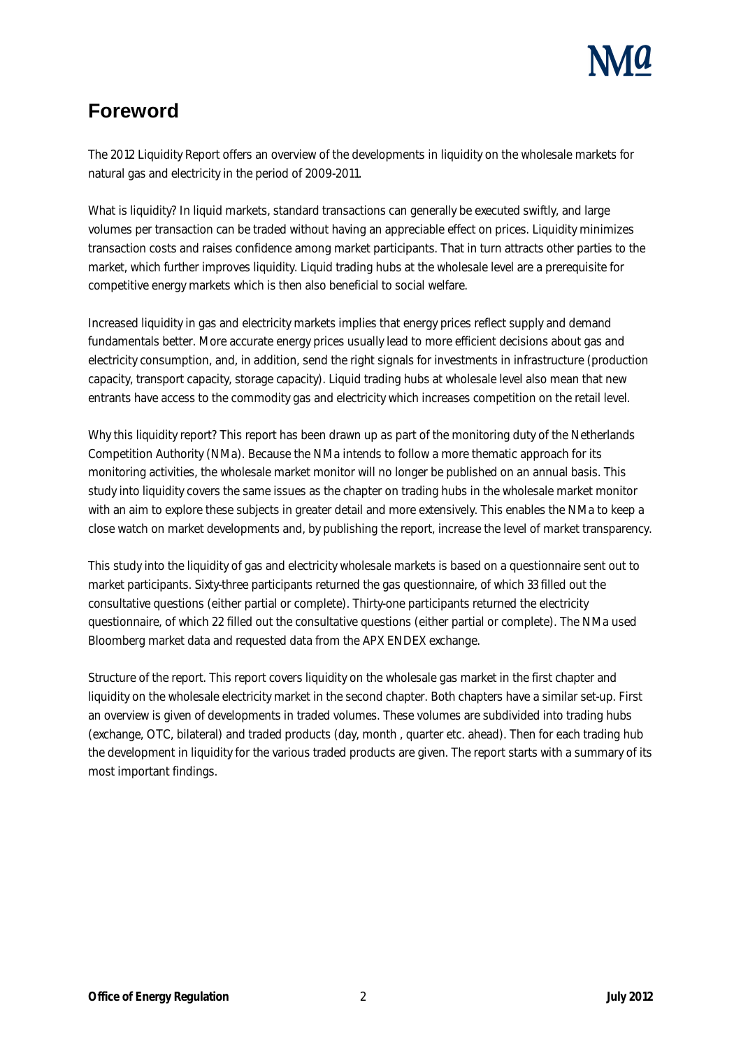# Foreword

The 2012 Liquidity Report offers an overview of the developments in liquidity on the wholesale markets for natural gas and electricity in the period of 2009-2011.

What is liquidity? In liquid markets, standard transactions can generally be executed swiftly, and large volumes per transaction can be traded without having an appreciable effect on prices. Liquidity minimizes transaction costs and raises confidence among market participants. That in turn attracts other parties to the market, which further improves liquidity. Liquid trading hubs at the wholesale level are a prerequisite for competitive energy markets which is then also beneficial to social welfare.

Increased liquidity in gas and electricity markets implies that energy prices reflect supply and demand fundamentals better. More accurate energy prices usually lead to more efficient decisions about gas and electricity consumption, and, in addition, send the right signals for investments in infrastructure (production capacity, transport capacity, storage capacity). Liquid trading hubs at wholesale level also mean that new entrants have access to the commodity gas and electricity which increases competition on the retail level.

Why this liquidity report? This report has been drawn up as part of the monitoring duty of the Netherlands Competition Authority (NMa). Because the NMa intends to follow a more thematic approach for its monitoring activities, the wholesale market monitor will no longer be published on an annual basis. This study into liquidity covers the same issues as the chapter on trading hubs in the wholesale market monitor with an aim to explore these subjects in greater detail and more extensively. This enables the NMa to keep a close watch on market developments and, by publishing the report, increase the level of market transparency.

This study into the liquidity of gas and electricity wholesale markets is based on a questionnaire sent out to market participants. Sixty-three participants returned the gas questionnaire, of which 33 filled out the consultative questions (either partial or complete). Thirty-one participants returned the electricity questionnaire, of which 22 filled out the consultative questions (either partial or complete). The NMa used Bloomberg market data and requested data from the APX ENDEX exchange.

Structure of the report. This report covers liquidity on the wholesale gas market in the first chapter and liquidity on the wholesale electricity market in the second chapter. Both chapters have a similar set-up. First an overview is given of developments in traded volumes. These volumes are subdivided into trading hubs (exchange, OTC, bilateral) and traded products (day, month , quarter etc. ahead). Then for each trading hub the development in liquidity for the various traded products are given. The report starts with a summary of its most important findings.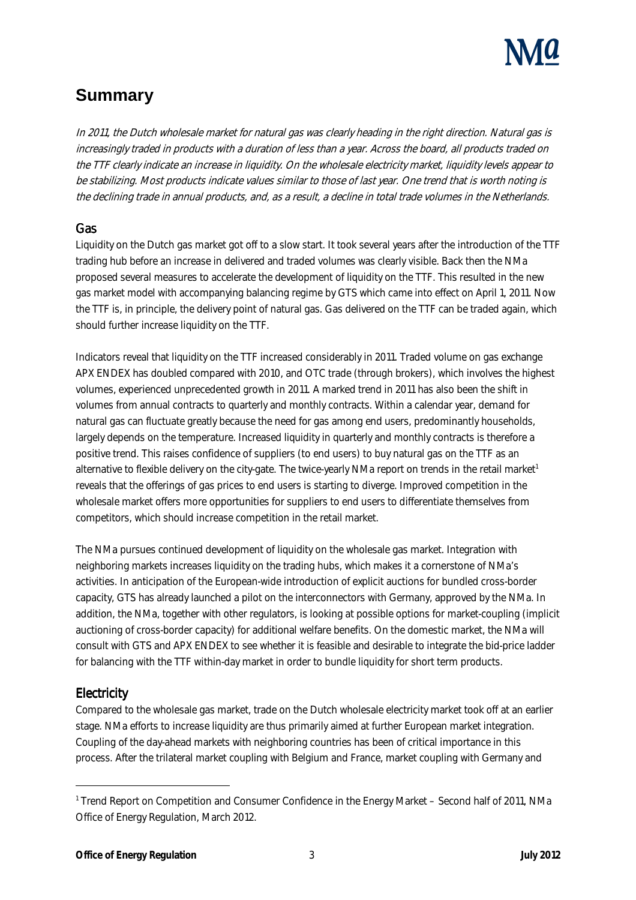# Summary

*In 2011, the Dutch wholesale market for natural gas was clearly heading in the right direction. Natural gas is increasingly traded in products with a duration of less than a year. Across the board, all products traded on the TTF clearly indicate an increase in liquidity. On the wholesale electricity market, liquidity levels appear to be stabilizing. Most products indicate values similar to those of last year. One trend that is worth noting is the declining trade in annual products, and, as a result, a decline in total trade volumes in the Netherlands.*

## Gas

Liquidity on the Dutch gas market got off to a slow start. It took several years after the introduction of the TTF trading hub before an increase in delivered and traded volumes was clearly visible. Back then the NMa proposed several measures to accelerate the development of liquidity on the TTF. This resulted in the new gas market model with accompanying balancing regime by GTS which came into effect on April 1, 2011. Now the TTF is, in principle, the delivery point of natural gas. Gas delivered on the TTF can be traded again, which should further increase liquidity on the TTF.

Indicators reveal that liquidity on the TTF increased considerably in 2011. Traded volume on gas exchange APX ENDEX has doubled compared with 2010, and OTC trade (through brokers), which involves the highest volumes, experienced unprecedented growth in 2011. A marked trend in 2011 has also been the shift in volumes from annual contracts to quarterly and monthly contracts. Within a calendar year, demand for natural gas can fluctuate greatly because the need for gas among end users, predominantly households, largely depends on the temperature. Increased liquidity in quarterly and monthly contracts is therefore a positive trend. This raises confidence of suppliers (to end users) to buy natural gas on the TTF as an alternative to flexible delivery on the city-gate. The twice-yearly NMa report on trends in the retail market[1] reveals that the offerings of gas prices to end users is starting to diverge. Improved competition in the wholesale market offers more opportunities for suppliers to end users to differentiate themselves from competitors, which should increase competition in the retail market.

The NMa pursues continued development of liquidity on the wholesale gas market. Integration with neighboring markets increases liquidity on the trading hubs, which makes it a cornerstone of NMa's activities. In anticipation of the European-wide introduction of explicit auctions for bundled cross-border capacity, GTS has already launched a pilot on the interconnectors with Germany, approved by the NMa. In addition, the NMa, together with other regulators, is looking at possible options for market-coupling (implicit auctioning of cross-border capacity) for additional welfare benefits. On the domestic market, the NMa will consult with GTS and APX ENDEX to see whether it is feasible and desirable to integrate the bid-price ladder for balancing with the TTF within-day market in order to bundle liquidity for short term products.

## Electricity

Compared to the wholesale gas market, trade on the Dutch wholesale electricity market took off at an earlier stage. NMa efforts to increase liquidity are thus primarily aimed at further European market integration. Coupling of the day-ahead markets with neighboring countries has been of critical importance in this process. After the trilateral market coupling with Belgium and France, market coupling with Germany and

[1] Trend Report on Competition and Consumer Confidence in the Energy Market – Second half of 2011, NMa Office of Energy Regulation, March 2012.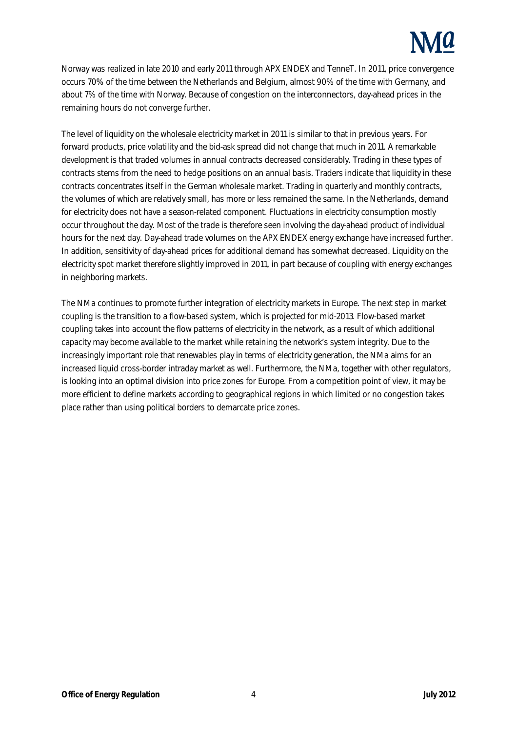Norway was realized in late 2010 and early 2011 through APX ENDEX and TenneT. In 2011, price convergence occurs 70% of the time between the Netherlands and Belgium, almost 90% of the time with Germany, and about 7% of the time with Norway. Because of congestion on the interconnectors, day-ahead prices in the remaining hours do not converge further.

The level of liquidity on the wholesale electricity market in 2011 is similar to that in previous years. For forward products, price volatility and the bid-ask spread did not change that much in 2011. A remarkable development is that traded volumes in annual contracts decreased considerably. Trading in these types of contracts stems from the need to hedge positions on an annual basis. Traders indicate that liquidity in these contracts concentrates itself in the German wholesale market. Trading in quarterly and monthly contracts, the volumes of which are relatively small, has more or less remained the same. In the Netherlands, demand for electricity does not have a season-related component. Fluctuations in electricity consumption mostly occur throughout the day. Most of the trade is therefore seen involving the day-ahead product of individual hours for the next day. Day-ahead trade volumes on the APX ENDEX energy exchange have increased further. In addition, sensitivity of day-ahead prices for additional demand has somewhat decreased. Liquidity on the electricity spot market therefore slightly improved in 2011, in part because of coupling with energy exchanges in neighboring markets.

The NMa continues to promote further integration of electricity markets in Europe. The next step in market coupling is the transition to a flow-based system, which is projected for mid-2013. Flow-based market coupling takes into account the flow patterns of electricity in the network, as a result of which additional capacity may become available to the market while retaining the network's system integrity. Due to the increasingly important role that renewables play in terms of electricity generation, the NMa aims for an increased liquid cross-border intraday market as well. Furthermore, the NMa, together with other regulators, is looking into an optimal division into price zones for Europe. From a competition point of view, it may be more efficient to define markets according to geographical regions in which limited or no congestion takes place rather than using political borders to demarcate price zones.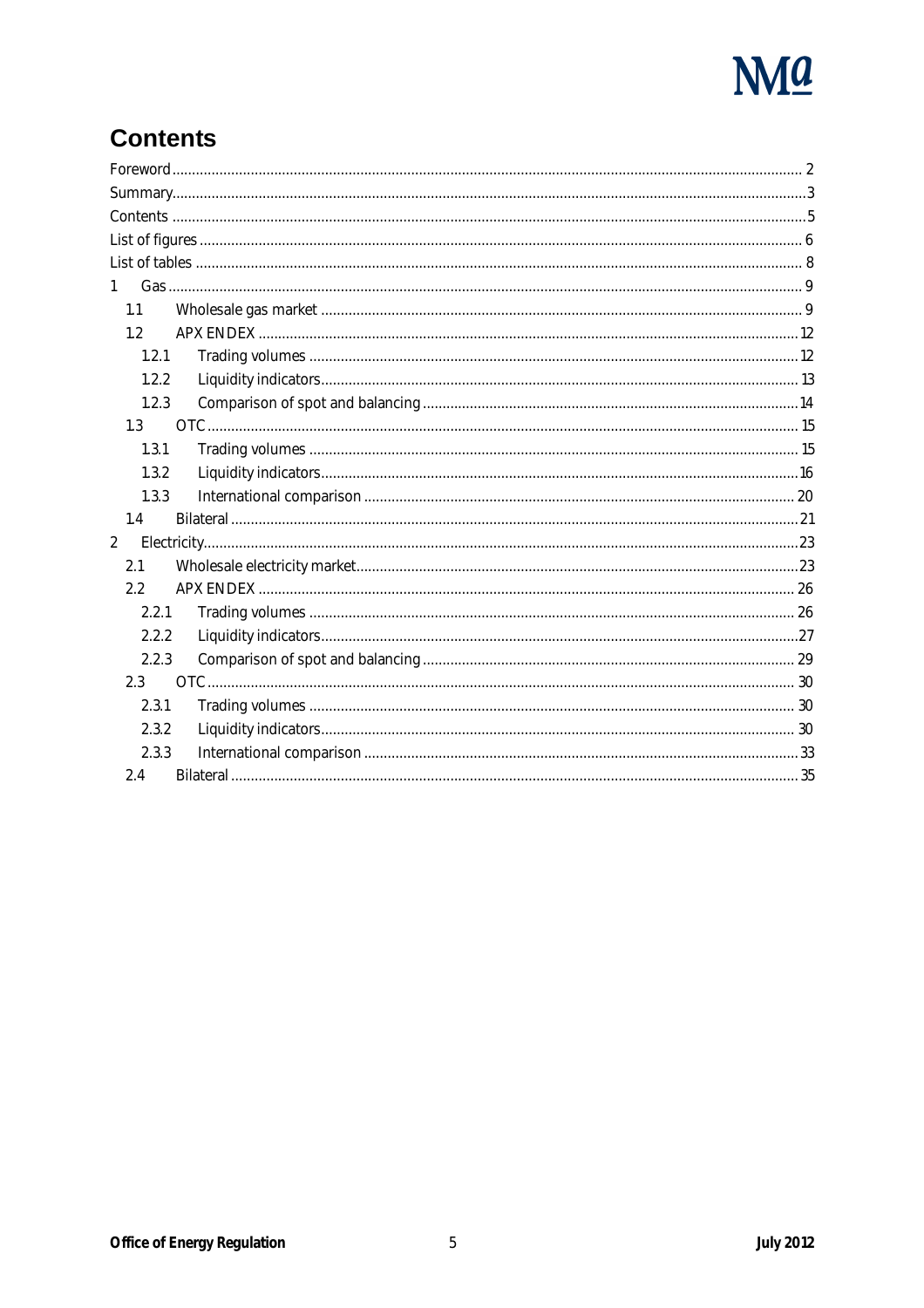# Contents

Foreword ............................................................ 2
Summary ............................................................ 3
Contents ............................................................ 5
List of figures ............................................................ 6
List of tables ............................................................ 8
1 Gas ............................................................ 9
  1.1 Wholesale gas market ............................................................ 9
  1.2 APX ENDEX ............................................................ 12
    1.2.1 Trading volumes ............................................................ 12
    1.2.2 Liquidity indicators ............................................................ 13
    1.2.3 Comparison of spot and balancing ............................................................ 14
  1.3 OTC ............................................................ 15
    1.3.1 Trading volumes ............................................................ 15
    1.3.2 Liquidity indicators ............................................................ 16
    1.3.3 International comparison ............................................................ 20
  1.4 Bilateral ............................................................ 21
2 Electricity ............................................................ 23
  2.1 Wholesale electricity market ............................................................ 23
  2.2 APX ENDEX ............................................................ 26
    2.2.1 Trading volumes ............................................................ 26
    2.2.2 Liquidity indicators ............................................................ 27
    2.2.3 Comparison of spot and balancing ............................................................ 29
  2.3 OTC ............................................................ 30
    2.3.1 Trading volumes ............................................................ 30
    2.3.2 Liquidity indicators ............................................................ 30
    2.3.3 International comparison ............................................................ 33
  2.4 Bilateral ............................................................ 35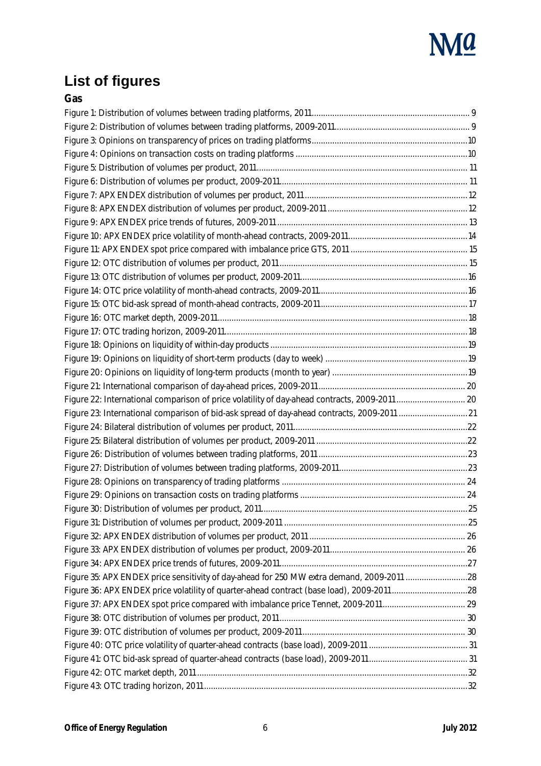# List of figures

**Gas**

Figure 1: Distribution of volumes between trading platforms, 2011 ........ 9
Figure 2: Distribution of volumes between trading platforms, 2009-2011 ........ 9
Figure 3: Opinions on transparency of prices on trading platforms ........ 10
Figure 4: Opinions on transaction costs on trading platforms ........ 10
Figure 5: Distribution of volumes per product, 2011 ........ 11
Figure 6: Distribution of volumes per product, 2009-2011 ........ 11
Figure 7: APX ENDEX distribution of volumes per product, 2011 ........ 12
Figure 8: APX ENDEX distribution of volumes per product, 2009-2011 ........ 12
Figure 9: APX ENDEX price trends of futures, 2009-2011 ........ 13
Figure 10: APX ENDEX price volatility of month-ahead contracts, 2009-2011 ........ 14
Figure 11: APX ENDEX spot price compared with imbalance price GTS, 2011 ........ 15
Figure 12: OTC distribution of volumes per product, 2011 ........ 15
Figure 13: OTC distribution of volumes per product, 2009-2011 ........ 16
Figure 14: OTC price volatility of month-ahead contracts, 2009-2011 ........ 16
Figure 15: OTC bid-ask spread of month-ahead contracts, 2009-2011 ........ 17
Figure 16: OTC market depth, 2009-2011 ........ 18
Figure 17: OTC trading horizon, 2009-2011 ........ 18
Figure 18: Opinions on liquidity of within-day products ........ 19
Figure 19: Opinions on liquidity of short-term products (day to week) ........ 19
Figure 20: Opinions on liquidity of long-term products (month to year) ........ 19
Figure 21: International comparison of day-ahead prices, 2009-2011 ........ 20
Figure 22: International comparison of price volatility of day-ahead contracts, 2009-2011 ........ 20
Figure 23: International comparison of bid-ask spread of day-ahead contracts, 2009-2011 ........ 21
Figure 24: Bilateral distribution of volumes per product, 2011 ........ 22
Figure 25: Bilateral distribution of volumes per product, 2009-2011 ........ 22
Figure 26: Distribution of volumes between trading platforms, 2011 ........ 23
Figure 27: Distribution of volumes between trading platforms, 2009-2011 ........ 23
Figure 28: Opinions on transparency of trading platforms ........ 24
Figure 29: Opinions on transaction costs on trading platforms ........ 24
Figure 30: Distribution of volumes per product, 2011 ........ 25
Figure 31: Distribution of volumes per product, 2009-2011 ........ 25
Figure 32: APX ENDEX distribution of volumes per product, 2011 ........ 26
Figure 33: APX ENDEX distribution of volumes per product, 2009-2011 ........ 26
Figure 34: APX ENDEX price trends of futures, 2009-2011 ........ 27
Figure 35: APX ENDEX price sensitivity of day-ahead for 250 MW extra demand, 2009-2011 ........ 28
Figure 36: APX ENDEX price volatility of quarter-ahead contract (base load), 2009-2011 ........ 28
Figure 37: APX ENDEX spot price compared with imbalance price Tennet, 2009-2011 ........ 29
Figure 38: OTC distribution of volumes per product, 2011 ........ 30
Figure 39: OTC distribution of volumes per product, 2009-2011 ........ 30
Figure 40: OTC price volatility of quarter-ahead contracts (base load), 2009-2011 ........ 31
Figure 41: OTC bid-ask spread of quarter-ahead contracts (base load), 2009-2011 ........ 31
Figure 42: OTC market depth, 2011 ........ 32
Figure 43: OTC trading horizon, 2011 ........ 32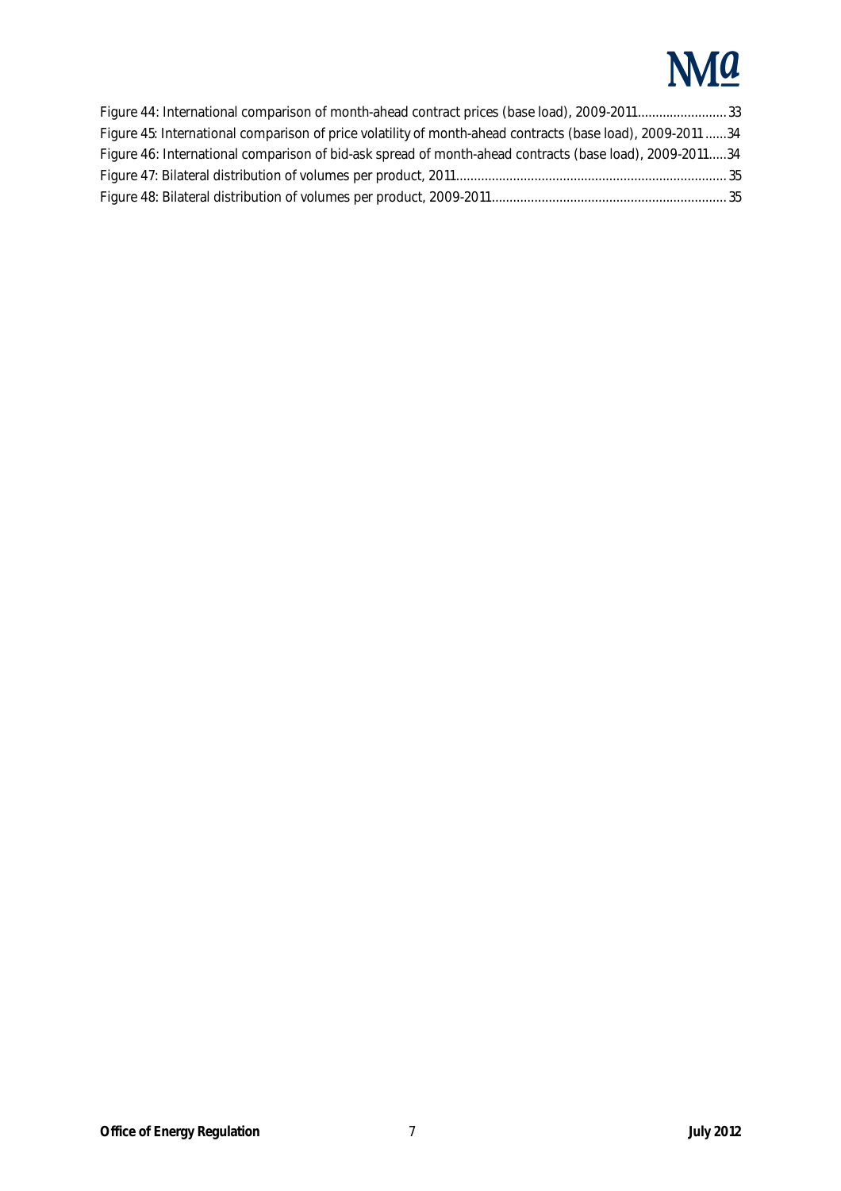Figure 44: International comparison of month-ahead contract prices (base load), 2009-2011......................... 33
Figure 45: International comparison of price volatility of month-ahead contracts (base load), 2009-2011 ...... 34
Figure 46: International comparison of bid-ask spread of month-ahead contracts (base load), 2009-2011..... 34
Figure 47: Bilateral distribution of volumes per product, 2011.......................................................................... 35
Figure 48: Bilateral distribution of volumes per product, 2009-2011................................................................. 35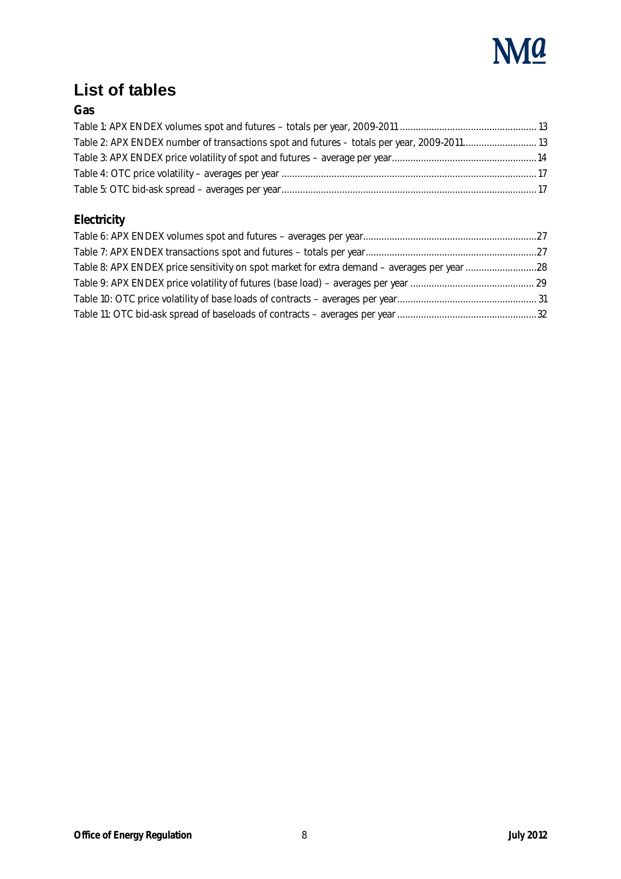# List of tables

**Gas**

Table 1: APX ENDEX volumes spot and futures – totals per year, 2009-2011 .................................................... 13
Table 2: APX ENDEX number of transactions spot and futures - totals per year, 2009-2011............................ 13
Table 3: APX ENDEX price volatility of spot and futures – average per year.......................................................14
Table 4: OTC price volatility – averages per year ................................................................................................ 17
Table 5: OTC bid-ask spread – averages per year................................................................................................ 17

**Electricity**

Table 6: APX ENDEX volumes spot and futures – averages per year.................................................................27
Table 7: APX ENDEX transactions spot and futures – totals per year.................................................................27
Table 8: APX ENDEX price sensitivity on spot market for extra demand – averages per year ...........................28
Table 9: APX ENDEX price volatility of futures (base load) – averages per year ............................................... 29
Table 10: OTC price volatility of base loads of contracts – averages per year..................................................... 31
Table 11: OTC bid-ask spread of baseloads of contracts – averages per year .....................................................32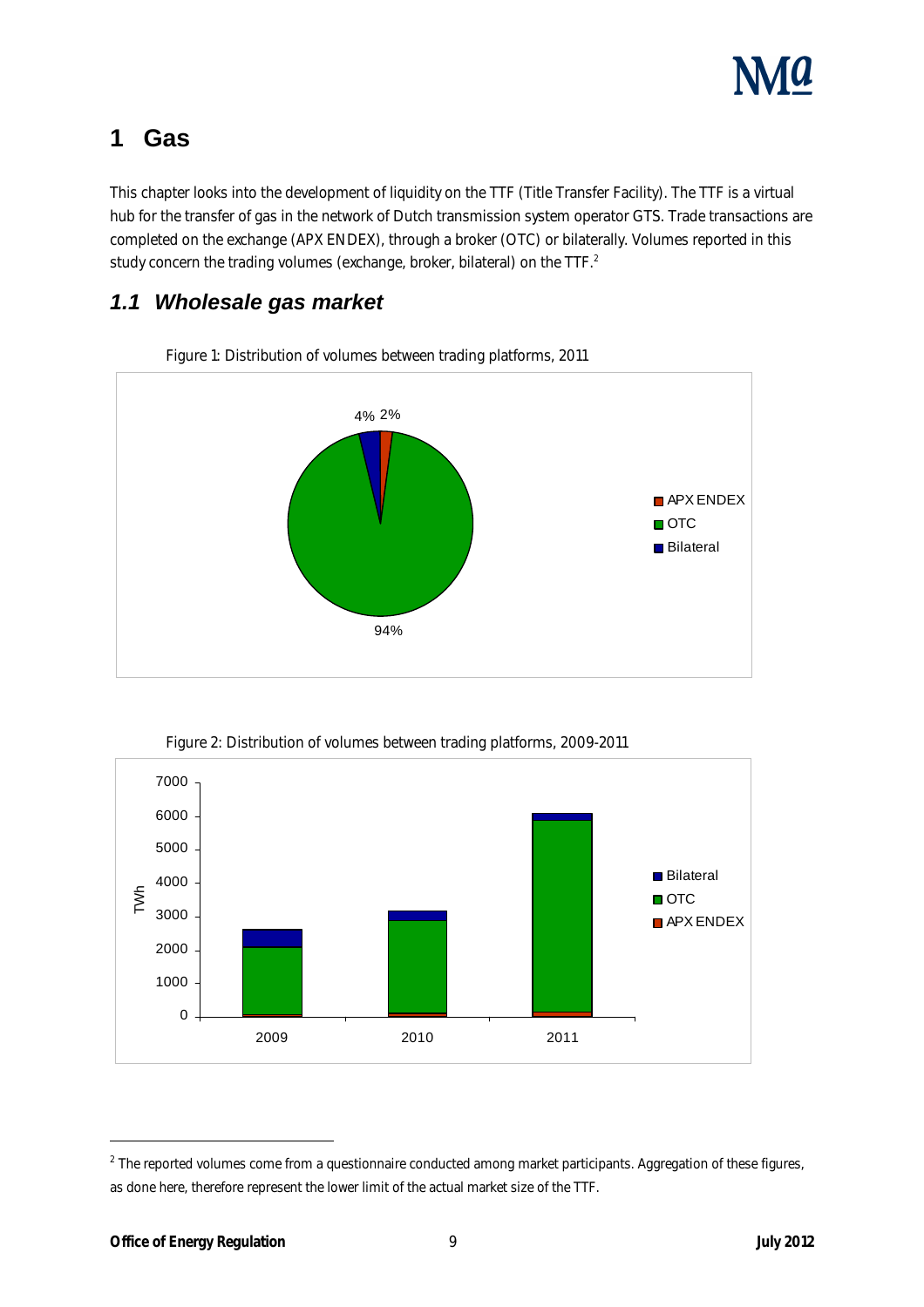# 1 Gas

This chapter looks into the development of liquidity on the TTF (Title Transfer Facility). The TTF is a virtual hub for the transfer of gas in the network of Dutch transmission system operator GTS. Trade transactions are completed on the exchange (APX ENDEX), through a broker (OTC) or bilaterally. Volumes reported in this study concern the trading volumes (exchange, broker, bilateral) on the TTF.[2]

## 1.1 Wholesale gas market

Figure 1: Distribution of volumes between trading platforms, 2011

Figure 2: Distribution of volumes between trading platforms, 2009-2011

[2] The reported volumes come from a questionnaire conducted among market participants. Aggregation of these figures, as done here, therefore represent the lower limit of the actual market size of the TTF.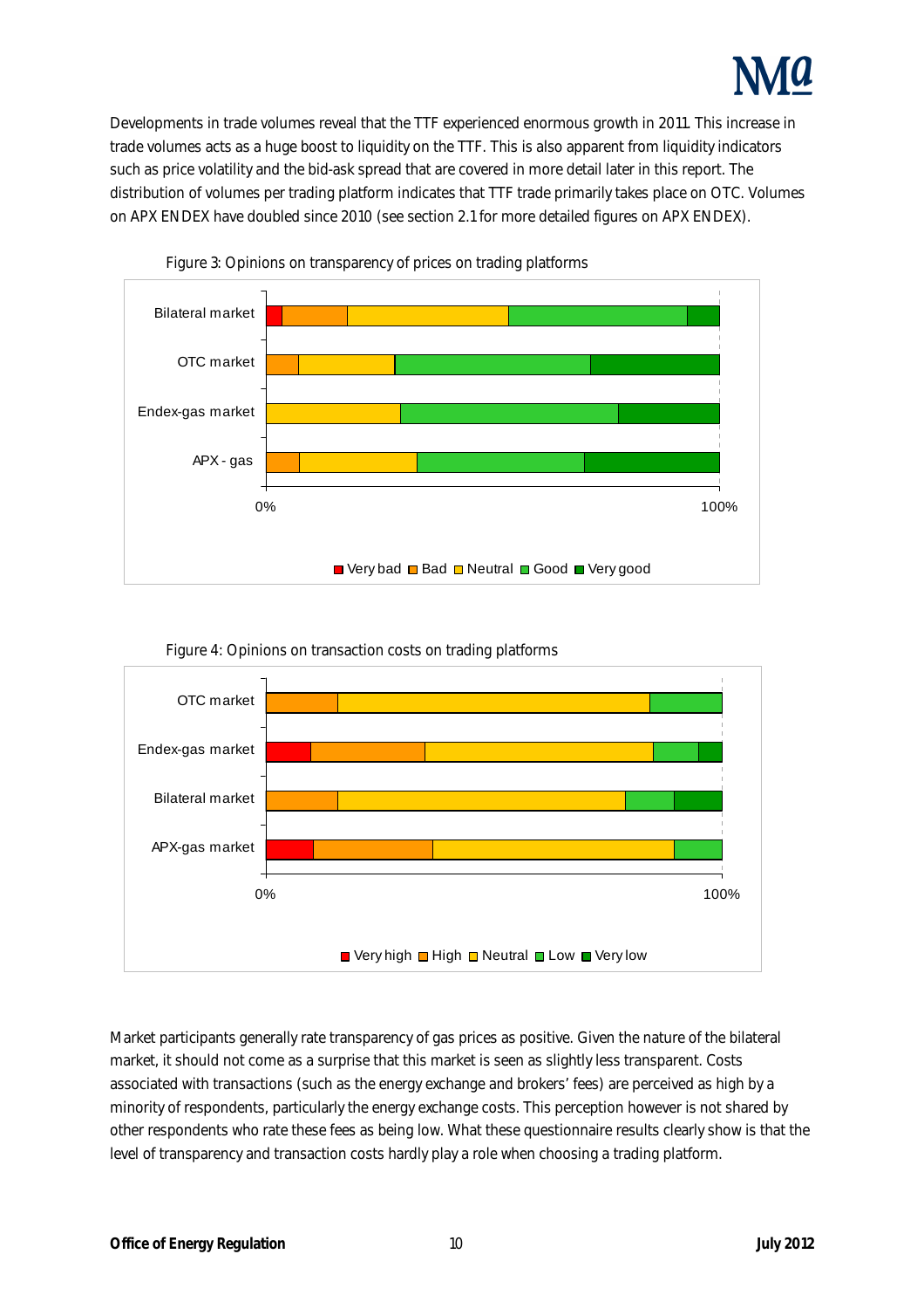Developments in trade volumes reveal that the TTF experienced enormous growth in 2011. This increase in trade volumes acts as a huge boost to liquidity on the TTF. This is also apparent from liquidity indicators such as price volatility and the bid-ask spread that are covered in more detail later in this report. The distribution of volumes per trading platform indicates that TTF trade primarily takes place on OTC. Volumes on APX ENDEX have doubled since 2010 (see section 2.1 for more detailed figures on APX ENDEX).

Figure 3: Opinions on transparency of prices on trading platforms

Figure 4: Opinions on transaction costs on trading platforms

Market participants generally rate transparency of gas prices as positive. Given the nature of the bilateral market, it should not come as a surprise that this market is seen as slightly less transparent. Costs associated with transactions (such as the energy exchange and brokers' fees) are perceived as high by a minority of respondents, particularly the energy exchange costs. This perception however is not shared by other respondents who rate these fees as being low. What these questionnaire results clearly show is that the level of transparency and transaction costs hardly play a role when choosing a trading platform.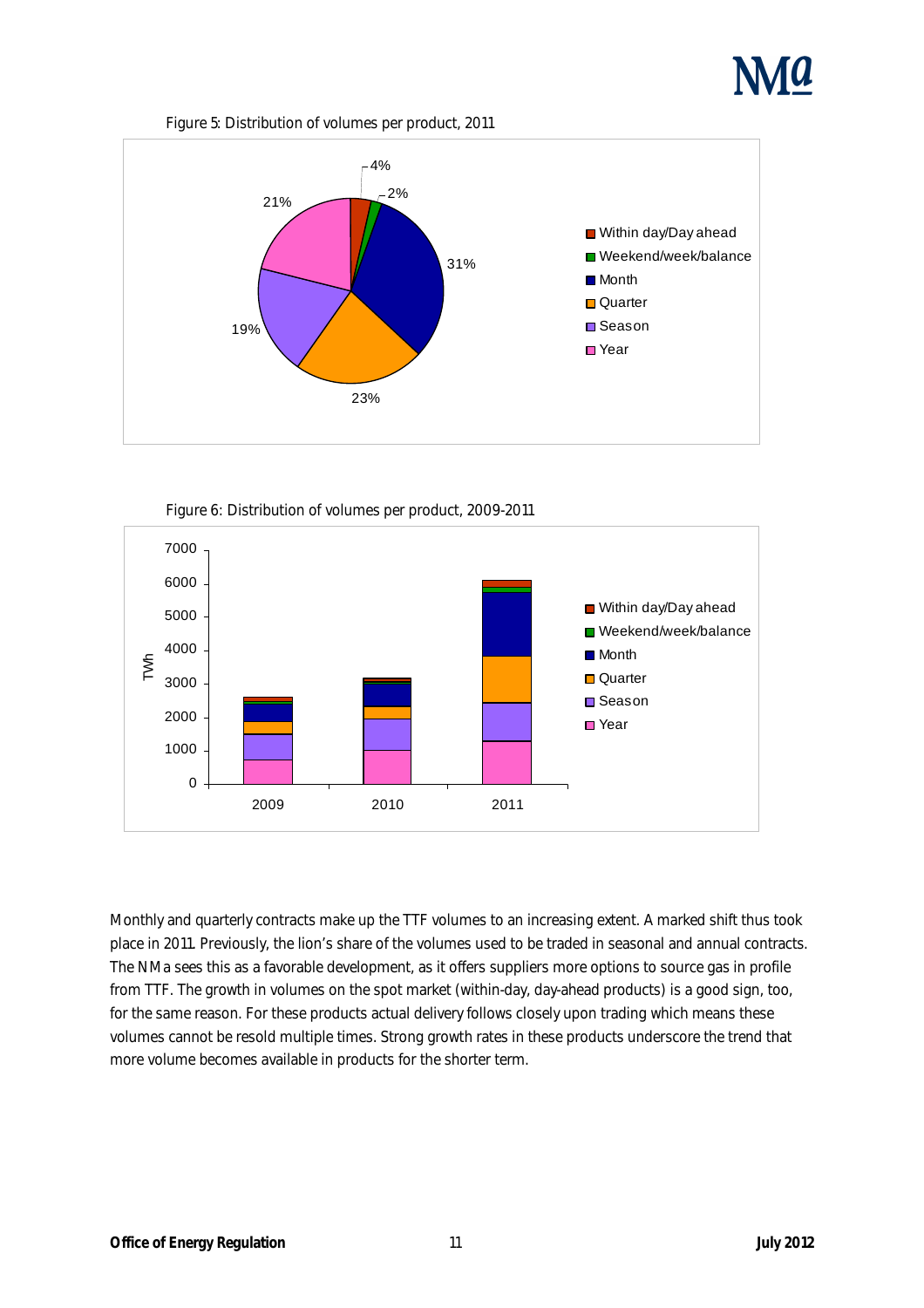Figure 5: Distribution of volumes per product, 2011

Figure 6: Distribution of volumes per product, 2009-2011

Monthly and quarterly contracts make up the TTF volumes to an increasing extent. A marked shift thus took place in 2011. Previously, the lion's share of the volumes used to be traded in seasonal and annual contracts. The NMa sees this as a favorable development, as it offers suppliers more options to source gas in profile from TTF. The growth in volumes on the spot market (within-day, day-ahead products) is a good sign, too, for the same reason. For these products actual delivery follows closely upon trading which means these volumes cannot be resold multiple times. Strong growth rates in these products underscore the trend that more volume becomes available in products for the shorter term.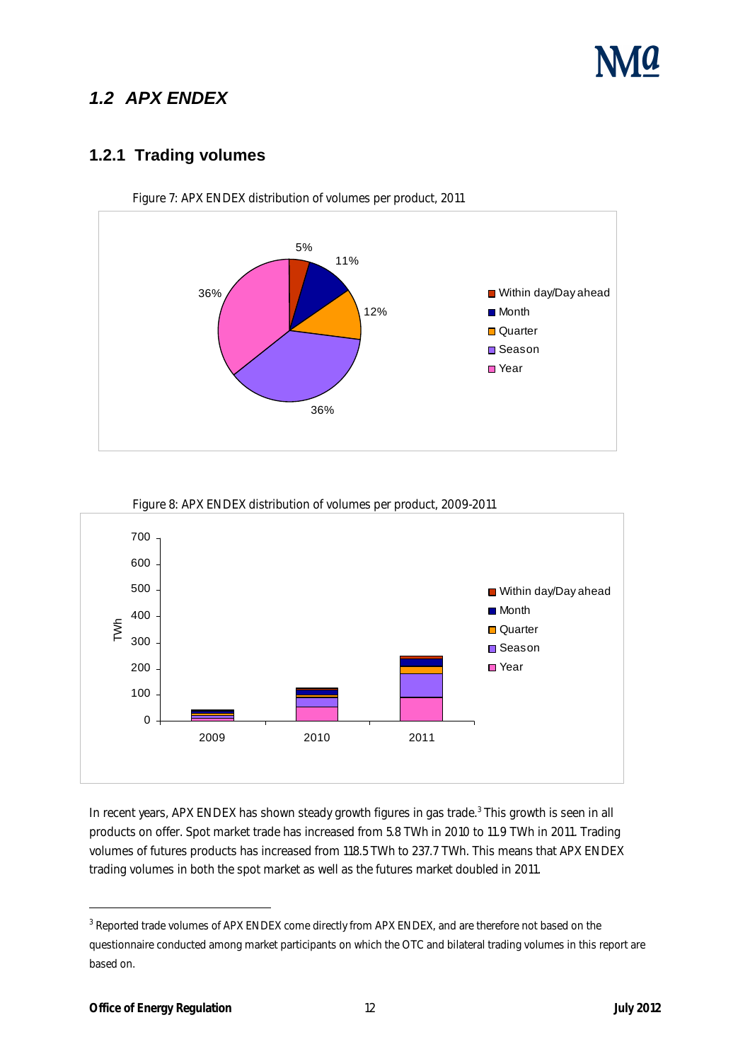## 1.2 APX ENDEX

### 1.2.1 Trading volumes

Figure 7: APX ENDEX distribution of volumes per product, 2011

Figure 8: APX ENDEX distribution of volumes per product, 2009-2011

In recent years, APX ENDEX has shown steady growth figures in gas trade.[3] This growth is seen in all products on offer. Spot market trade has increased from 5.8 TWh in 2010 to 11.9 TWh in 2011. Trading volumes of futures products has increased from 118.5 TWh to 237.7 TWh. This means that APX ENDEX trading volumes in both the spot market as well as the futures market doubled in 2011.

[3] Reported trade volumes of APX ENDEX come directly from APX ENDEX, and are therefore not based on the questionnaire conducted among market participants on which the OTC and bilateral trading volumes in this report are based on.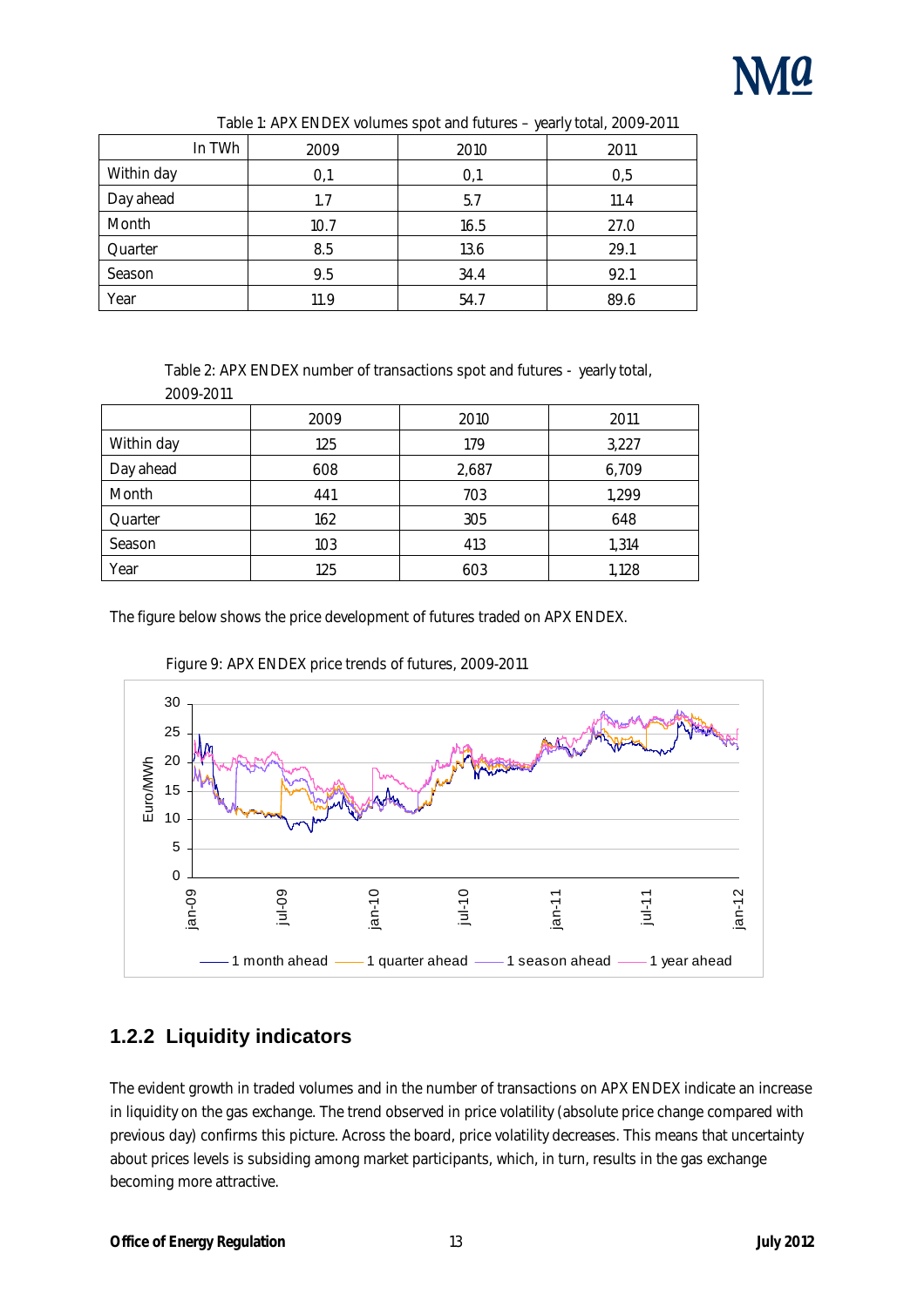Table 1: APX ENDEX volumes spot and futures – yearly total, 2009-2011

| In TWh | 2009 | 2010 | 2011 |
|---|---|---|---|
| Within day | 0,1 | 0,1 | 0,5 |
| Day ahead | 1.7 | 5.7 | 11.4 |
| Month | 10.7 | 16.5 | 27.0 |
| Quarter | 8.5 | 13.6 | 29.1 |
| Season | 9.5 | 34.4 | 92.1 |
| Year | 11.9 | 54.7 | 89.6 |

Table 2: APX ENDEX number of transactions spot and futures - yearly total, 2009-2011

| | 2009 | 2010 | 2011 |
|---|---|---|---|
| Within day | 125 | 179 | 3,227 |
| Day ahead | 608 | 2,687 | 6,709 |
| Month | 441 | 703 | 1,299 |
| Quarter | 162 | 305 | 648 |
| Season | 103 | 413 | 1,314 |
| Year | 125 | 603 | 1,128 |

The figure below shows the price development of futures traded on APX ENDEX.

Figure 9: APX ENDEX price trends of futures, 2009-2011

## 1.2.2 Liquidity indicators

The evident growth in traded volumes and in the number of transactions on APX ENDEX indicate an increase in liquidity on the gas exchange. The trend observed in price volatility (absolute price change compared with previous day) confirms this picture. Across the board, price volatility decreases. This means that uncertainty about prices levels is subsiding among market participants, which, in turn, results in the gas exchange becoming more attractive.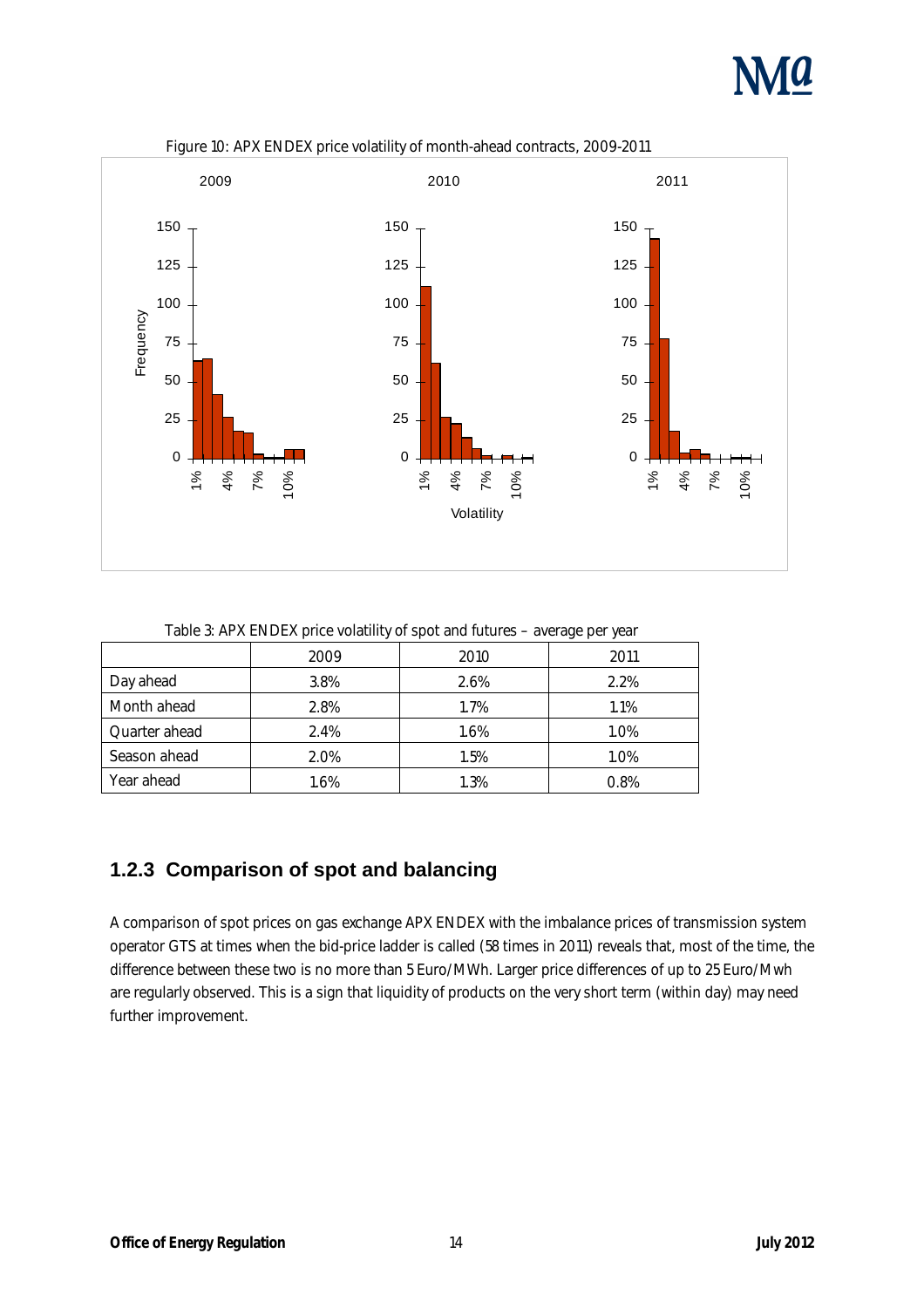Figure 10: APX ENDEX price volatility of month-ahead contracts, 2009-2011

Table 3: APX ENDEX price volatility of spot and futures – average per year

| | 2009 | 2010 | 2011 |
|---|---|---|---|
| Day ahead | 3.8% | 2.6% | 2.2% |
| Month ahead | 2.8% | 1.7% | 1.1% |
| Quarter ahead | 2.4% | 1.6% | 1.0% |
| Season ahead | 2.0% | 1.5% | 1.0% |
| Year ahead | 1.6% | 1.3% | 0.8% |

## 1.2.3 Comparison of spot and balancing

A comparison of spot prices on gas exchange APX ENDEX with the imbalance prices of transmission system operator GTS at times when the bid-price ladder is called (58 times in 2011) reveals that, most of the time, the difference between these two is no more than 5 Euro/MWh. Larger price differences of up to 25 Euro/Mwh are regularly observed. This is a sign that liquidity of products on the very short term (within day) may need further improvement.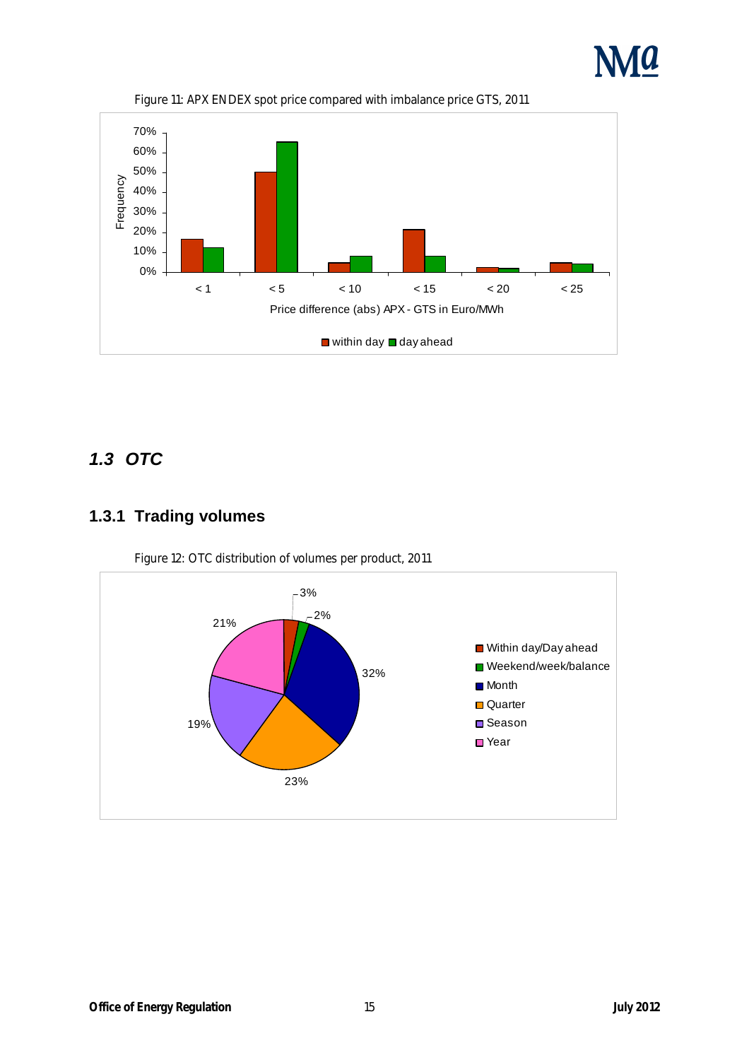Figure 11: APX ENDEX spot price compared with imbalance price GTS, 2011

## 1.3 OTC

### 1.3.1 Trading volumes

Figure 12: OTC distribution of volumes per product, 2011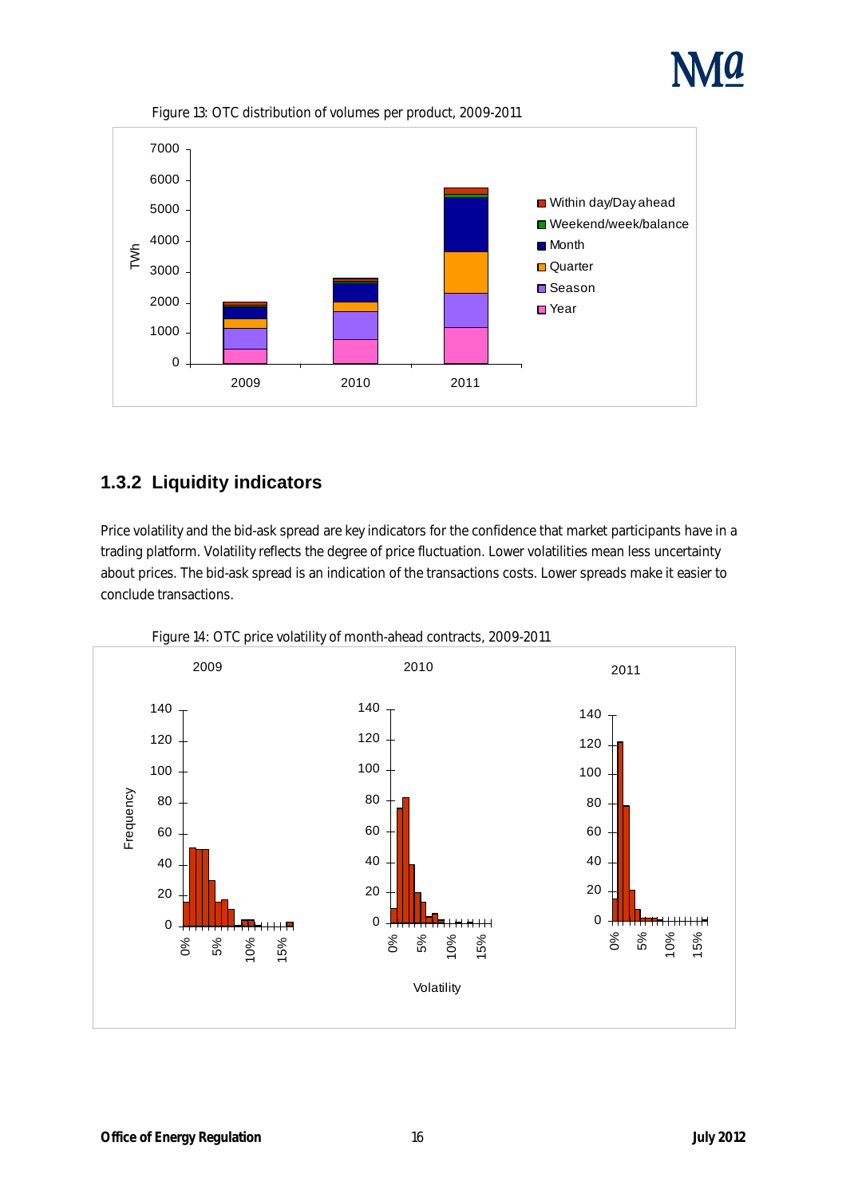Figure 13: OTC distribution of volumes per product, 2009-2011

## 1.3.2 Liquidity indicators

Price volatility and the bid-ask spread are key indicators for the confidence that market participants have in a trading platform. Volatility reflects the degree of price fluctuation. Lower volatilities mean less uncertainty about prices. The bid-ask spread is an indication of the transactions costs. Lower spreads make it easier to conclude transactions.

Figure 14: OTC price volatility of month-ahead contracts, 2009-2011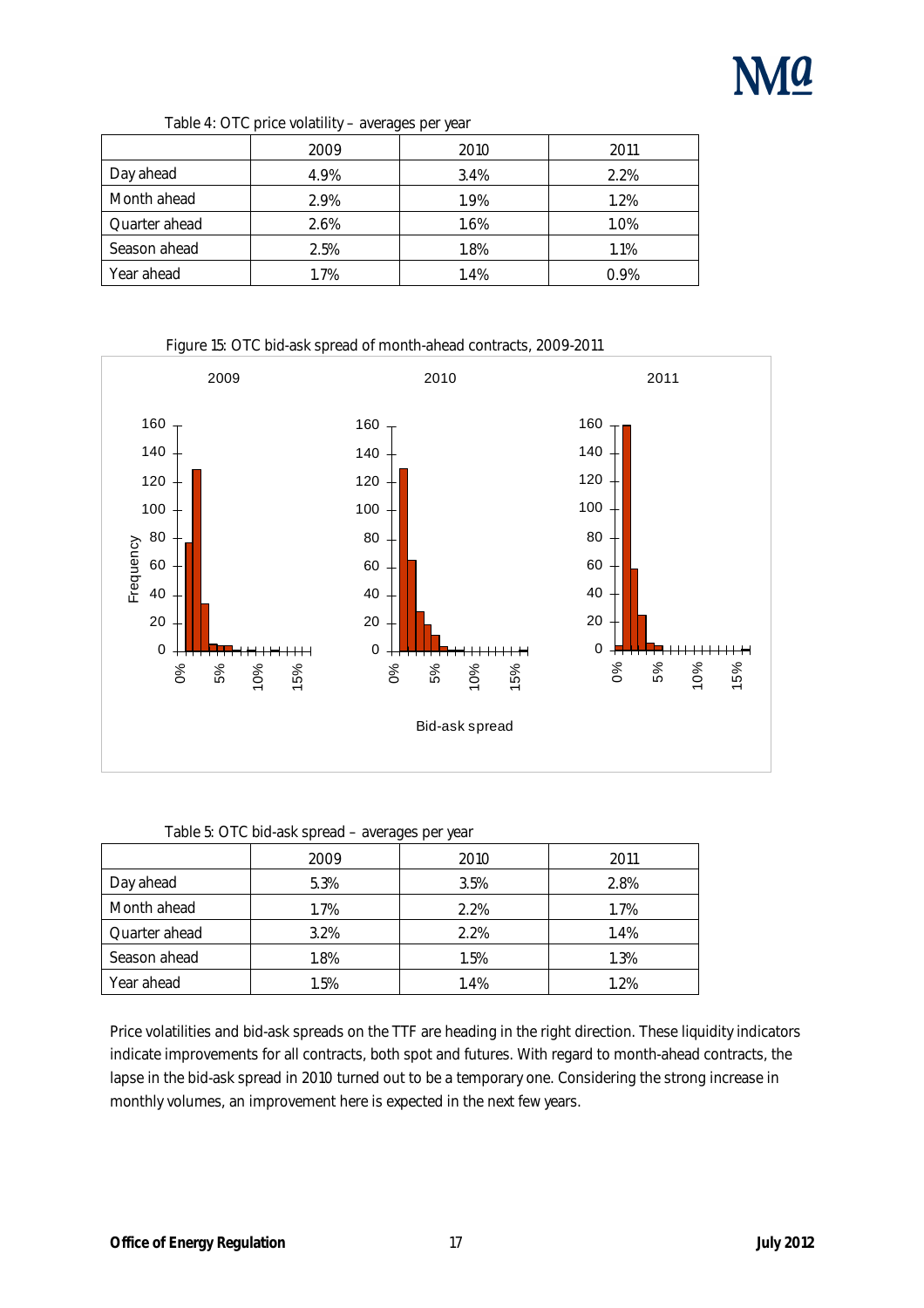Table 4: OTC price volatility – averages per year

| | 2009 | 2010 | 2011 |
|---|---|---|---|
| Day ahead | 4.9% | 3.4% | 2.2% |
| Month ahead | 2.9% | 1.9% | 1.2% |
| Quarter ahead | 2.6% | 1.6% | 1.0% |
| Season ahead | 2.5% | 1.8% | 1.1% |
| Year ahead | 1.7% | 1.4% | 0.9% |

Figure 15: OTC bid-ask spread of month-ahead contracts, 2009-2011

Table 5: OTC bid-ask spread – averages per year

| | 2009 | 2010 | 2011 |
|---|---|---|---|
| Day ahead | 5.3% | 3.5% | 2.8% |
| Month ahead | 1.7% | 2.2% | 1.7% |
| Quarter ahead | 3.2% | 2.2% | 1.4% |
| Season ahead | 1.8% | 1.5% | 1.3% |
| Year ahead | 1.5% | 1.4% | 1.2% |

Price volatilities and bid-ask spreads on the TTF are heading in the right direction. These liquidity indicators indicate improvements for all contracts, both spot and futures. With regard to month-ahead contracts, the lapse in the bid-ask spread in 2010 turned out to be a temporary one. Considering the strong increase in monthly volumes, an improvement here is expected in the next few years.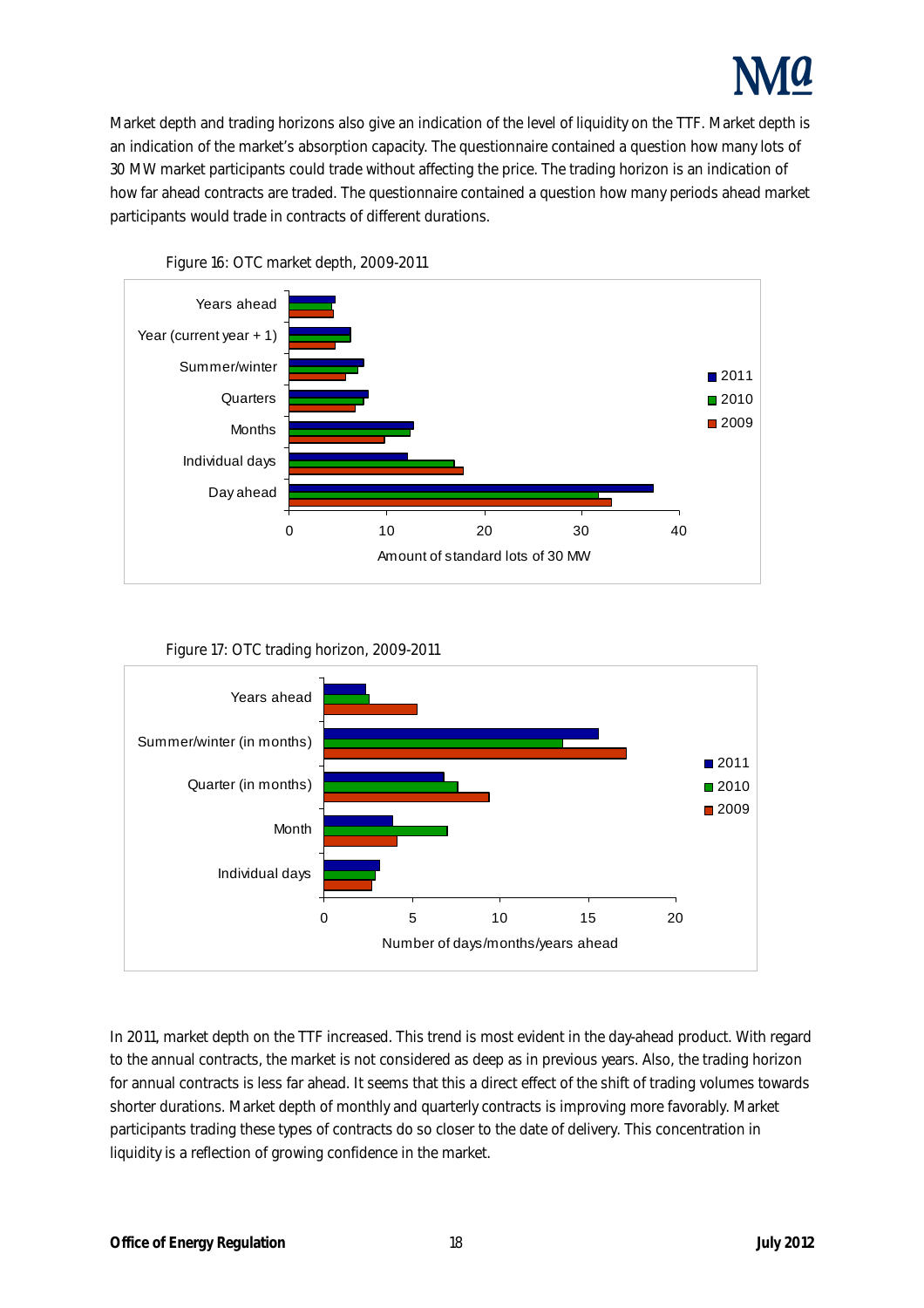Market depth and trading horizons also give an indication of the level of liquidity on the TTF. Market depth is an indication of the market's absorption capacity. The questionnaire contained a question how many lots of 30 MW market participants could trade without affecting the price. The trading horizon is an indication of how far ahead contracts are traded. The questionnaire contained a question how many periods ahead market participants would trade in contracts of different durations.

Figure 16: OTC market depth, 2009-2011

Figure 17: OTC trading horizon, 2009-2011

In 2011, market depth on the TTF increased. This trend is most evident in the day-ahead product. With regard to the annual contracts, the market is not considered as deep as in previous years. Also, the trading horizon for annual contracts is less far ahead. It seems that this a direct effect of the shift of trading volumes towards shorter durations. Market depth of monthly and quarterly contracts is improving more favorably. Market participants trading these types of contracts do so closer to the date of delivery. This concentration in liquidity is a reflection of growing confidence in the market.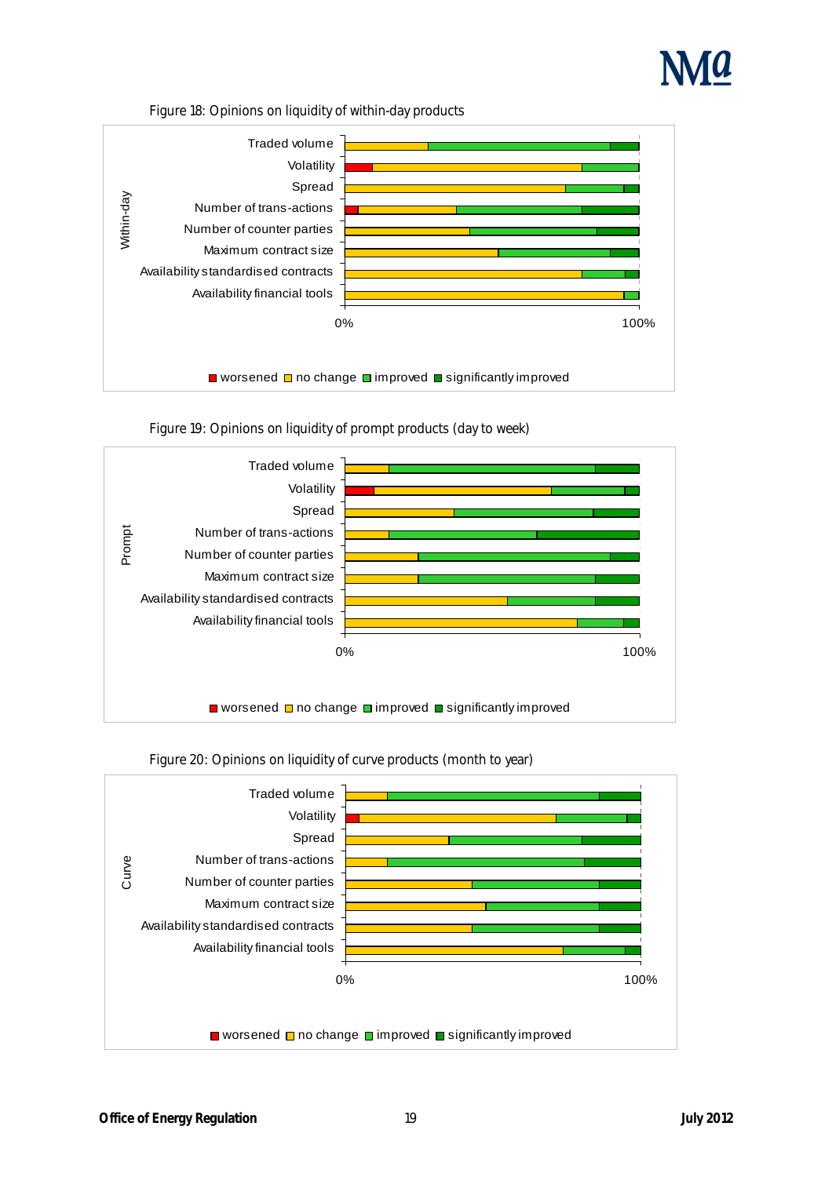Figure 18: Opinions on liquidity of within-day products

Within-day

- Traded volume
- Volatility
- Spread
- Number of trans-actions
- Number of counter parties
- Maximum contract size
- Availability standardised contracts
- Availability financial tools

0% 100%

■ worsened ■ no change ■ improved ■ significantly improved

Figure 19: Opinions on liquidity of prompt products (day to week)

Prompt

- Traded volume
- Volatility
- Spread
- Number of trans-actions
- Number of counter parties
- Maximum contract size
- Availability standardised contracts
- Availability financial tools

0% 100%

■ worsened ■ no change ■ improved ■ significantly improved

Figure 20: Opinions on liquidity of curve products (month to year)

Curve

- Traded volume
- Volatility
- Spread
- Number of trans-actions
- Number of counter parties
- Maximum contract size
- Availability standardised contracts
- Availability financial tools

0% 100%

■ worsened ■ no change ■ improved ■ significantly improved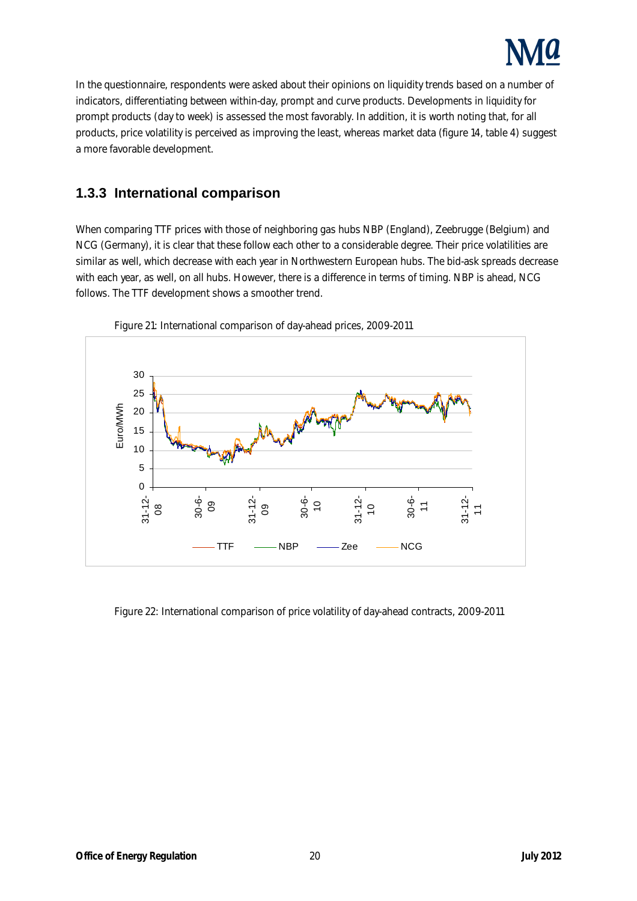In the questionnaire, respondents were asked about their opinions on liquidity trends based on a number of indicators, differentiating between within-day, prompt and curve products. Developments in liquidity for prompt products (day to week) is assessed the most favorably. In addition, it is worth noting that, for all products, price volatility is perceived as improving the least, whereas market data (figure 14, table 4) suggest a more favorable development.

### 1.3.3 International comparison

When comparing TTF prices with those of neighboring gas hubs NBP (England), Zeebrugge (Belgium) and NCG (Germany), it is clear that these follow each other to a considerable degree. Their price volatilities are similar as well, which decrease with each year in Northwestern European hubs. The bid-ask spreads decrease with each year, as well, on all hubs. However, there is a difference in terms of timing. NBP is ahead, NCG follows. The TTF development shows a smoother trend.

Figure 21: International comparison of day-ahead prices, 2009-2011

Figure 22: International comparison of price volatility of day-ahead contracts, 2009-2011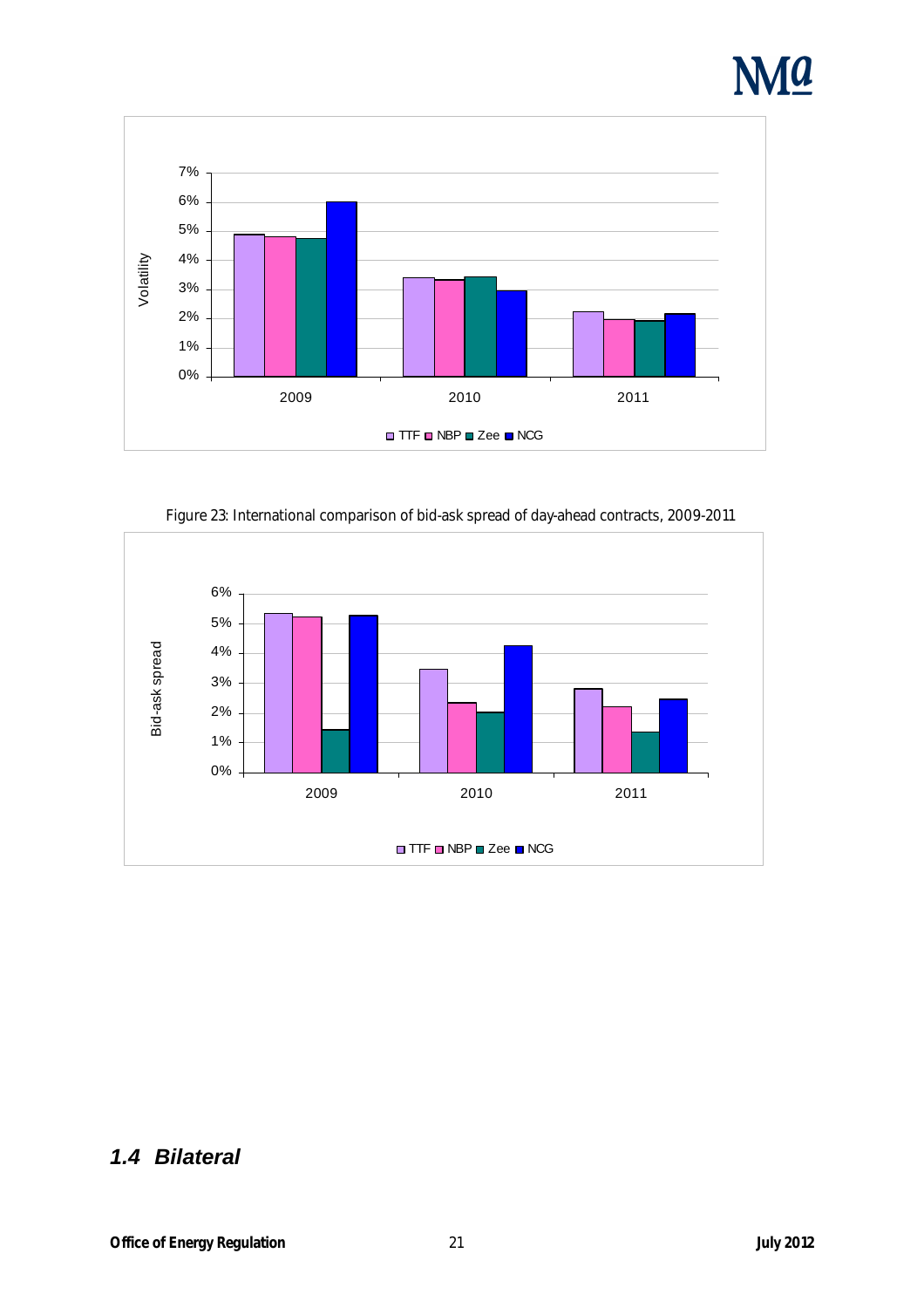Figure 23: International comparison of bid-ask spread of day-ahead contracts, 2009-2011

## 1.4 Bilateral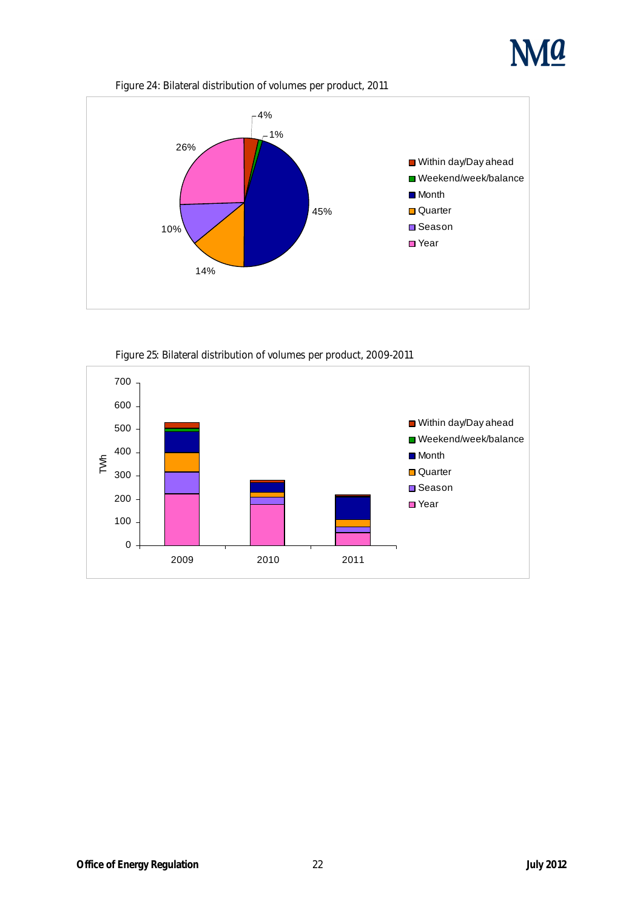Figure 24: Bilateral distribution of volumes per product, 2011

Figure 25: Bilateral distribution of volumes per product, 2009-2011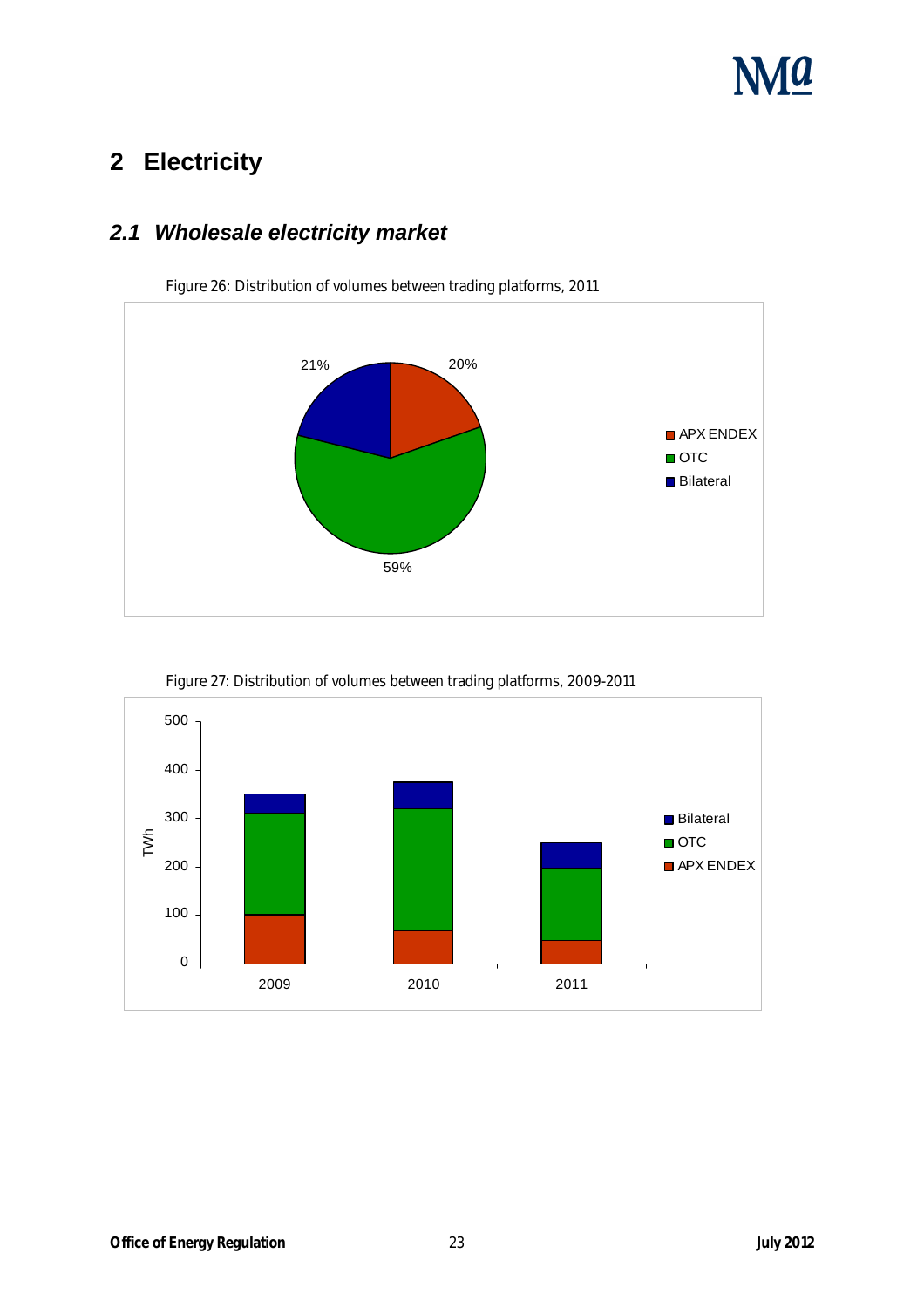# 2 Electricity

## *2.1 Wholesale electricity market*

Figure 26: Distribution of volumes between trading platforms, 2011

Figure 27: Distribution of volumes between trading platforms, 2009-2011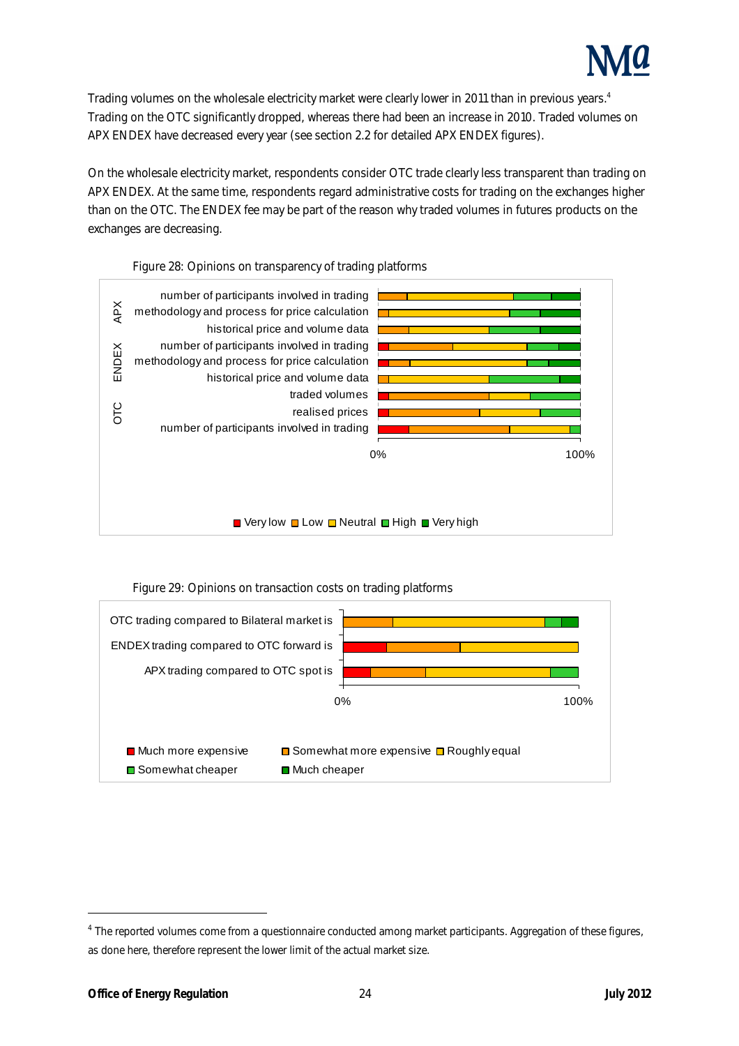Trading volumes on the wholesale electricity market were clearly lower in 2011 than in previous years.[4] Trading on the OTC significantly dropped, whereas there had been an increase in 2010. Traded volumes on APX ENDEX have decreased every year (see section 2.2 for detailed APX ENDEX figures).

On the wholesale electricity market, respondents consider OTC trade clearly less transparent than trading on APX ENDEX. At the same time, respondents regard administrative costs for trading on the exchanges higher than on the OTC. The ENDEX fee may be part of the reason why traded volumes in futures products on the exchanges are decreasing.

Figure 28: Opinions on transparency of trading platforms

| | | |
|---|---|---|
| APX | number of participants involved in trading | |
| | methodology and process for price calculation | |
| | historical price and volume data | |
| ENDEX | number of participants involved in trading | |
| | methodology and process for price calculation | |
| | historical price and volume data | |
| OTC | traded volumes | |
| | realised prices | |
| | number of participants involved in trading | |

0% 100%

Very low, Low, Neutral, High, Very high

Figure 29: Opinions on transaction costs on trading platforms

OTC trading compared to Bilateral market is
ENDEX trading compared to OTC forward is
APX trading compared to OTC spot is

0% 100%

Much more expensive, Somewhat more expensive, Roughly equal, Somewhat cheaper, Much cheaper

---

[4] The reported volumes come from a questionnaire conducted among market participants. Aggregation of these figures, as done here, therefore represent the lower limit of the actual market size.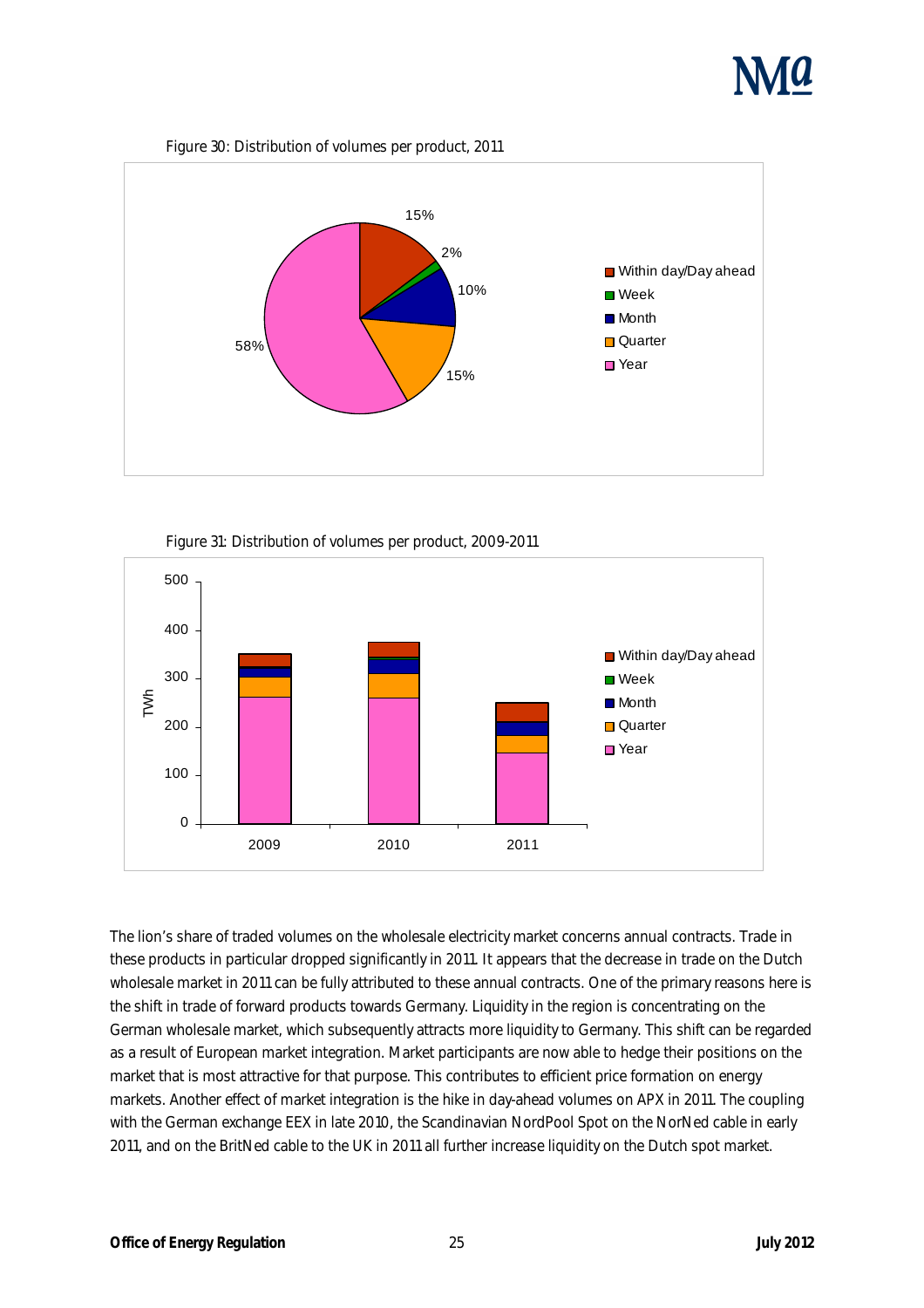Figure 30: Distribution of volumes per product, 2011

Figure 31: Distribution of volumes per product, 2009-2011

The lion's share of traded volumes on the wholesale electricity market concerns annual contracts. Trade in these products in particular dropped significantly in 2011. It appears that the decrease in trade on the Dutch wholesale market in 2011 can be fully attributed to these annual contracts. One of the primary reasons here is the shift in trade of forward products towards Germany. Liquidity in the region is concentrating on the German wholesale market, which subsequently attracts more liquidity to Germany. This shift can be regarded as a result of European market integration. Market participants are now able to hedge their positions on the market that is most attractive for that purpose. This contributes to efficient price formation on energy markets. Another effect of market integration is the hike in day-ahead volumes on APX in 2011. The coupling with the German exchange EEX in late 2010, the Scandinavian NordPool Spot on the NorNed cable in early 2011, and on the BritNed cable to the UK in 2011 all further increase liquidity on the Dutch spot market.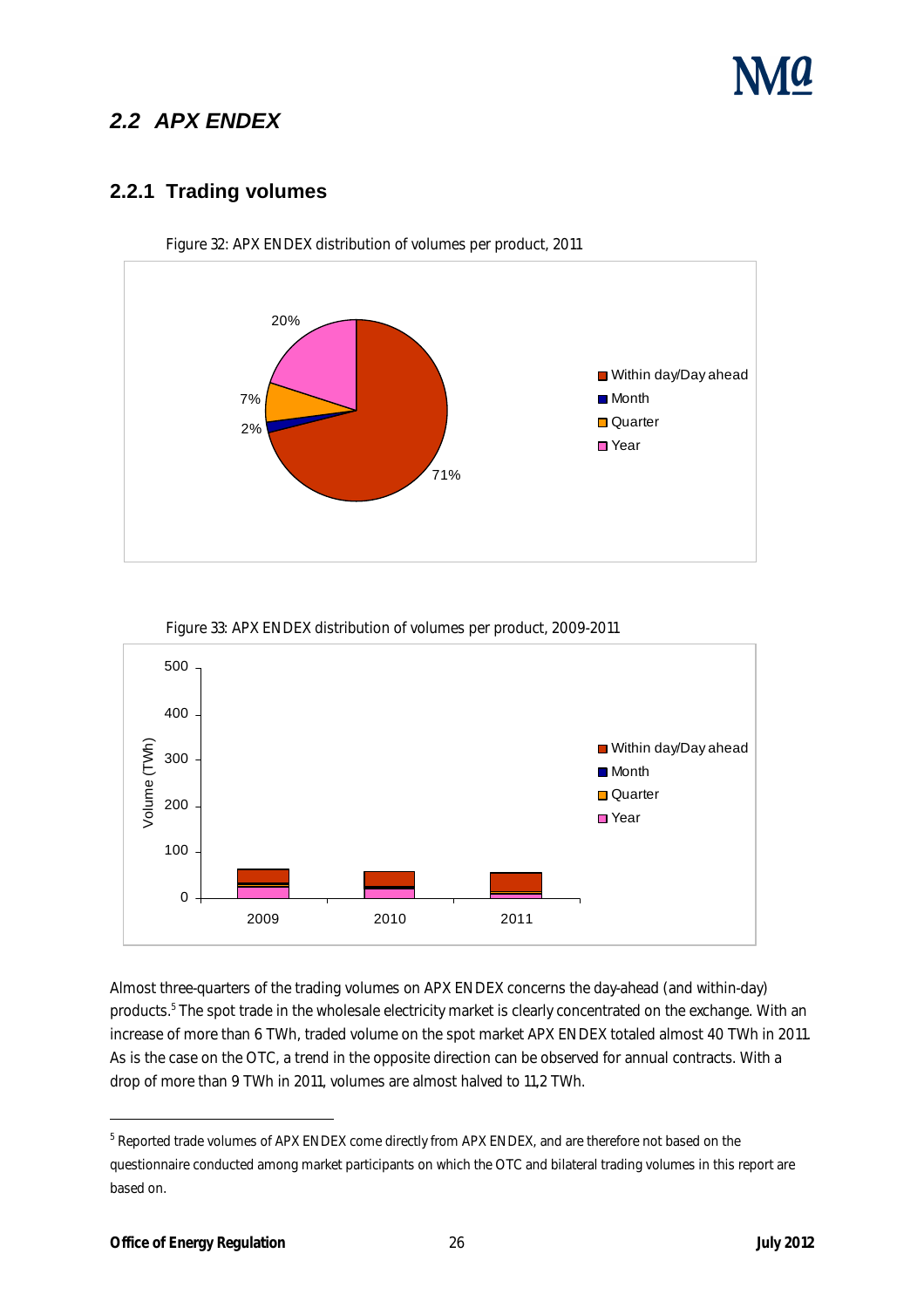## 2.2 APX ENDEX

### 2.2.1 Trading volumes

Figure 32: APX ENDEX distribution of volumes per product, 2011

Figure 33: APX ENDEX distribution of volumes per product, 2009-2011

Almost three-quarters of the trading volumes on APX ENDEX concerns the day-ahead (and within-day) products.[5] The spot trade in the wholesale electricity market is clearly concentrated on the exchange. With an increase of more than 6 TWh, traded volume on the spot market APX ENDEX totaled almost 40 TWh in 2011. As is the case on the OTC, a trend in the opposite direction can be observed for annual contracts. With a drop of more than 9 TWh in 2011, volumes are almost halved to 11,2 TWh.

[5] Reported trade volumes of APX ENDEX come directly from APX ENDEX, and are therefore not based on the questionnaire conducted among market participants on which the OTC and bilateral trading volumes in this report are based on.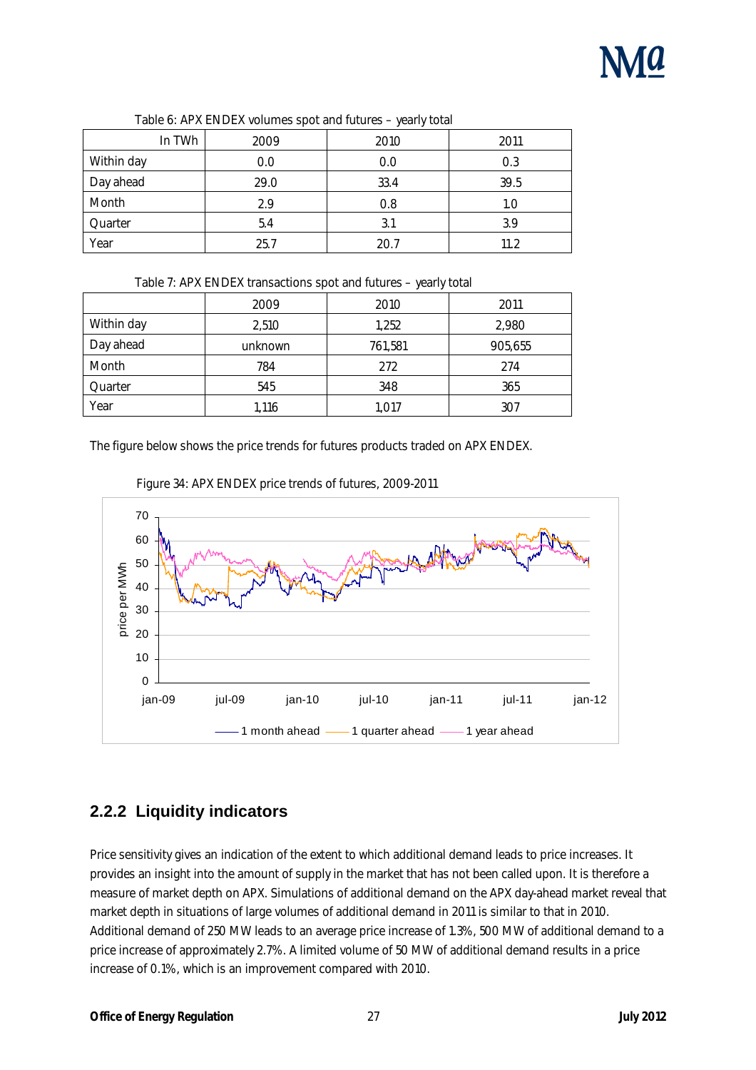Table 6: APX ENDEX volumes spot and futures – yearly total

| In TWh | 2009 | 2010 | 2011 |
|---|---|---|---|
| Within day | 0.0 | 0.0 | 0.3 |
| Day ahead | 29.0 | 33.4 | 39.5 |
| Month | 2.9 | 0.8 | 1.0 |
| Quarter | 5.4 | 3.1 | 3.9 |
| Year | 25.7 | 20.7 | 11.2 |

Table 7: APX ENDEX transactions spot and futures – yearly total

| | 2009 | 2010 | 2011 |
|---|---|---|---|
| Within day | 2,510 | 1,252 | 2,980 |
| Day ahead | unknown | 761,581 | 905,655 |
| Month | 784 | 272 | 274 |
| Quarter | 545 | 348 | 365 |
| Year | 1,116 | 1,017 | 307 |

The figure below shows the price trends for futures products traded on APX ENDEX.

Figure 34: APX ENDEX price trends of futures, 2009-2011

## 2.2.2 Liquidity indicators

Price sensitivity gives an indication of the extent to which additional demand leads to price increases. It provides an insight into the amount of supply in the market that has not been called upon. It is therefore a measure of market depth on APX. Simulations of additional demand on the APX day-ahead market reveal that market depth in situations of large volumes of additional demand in 2011 is similar to that in 2010. Additional demand of 250 MW leads to an average price increase of 1.3%, 500 MW of additional demand to a price increase of approximately 2.7%. A limited volume of 50 MW of additional demand results in a price increase of 0.1%, which is an improvement compared with 2010.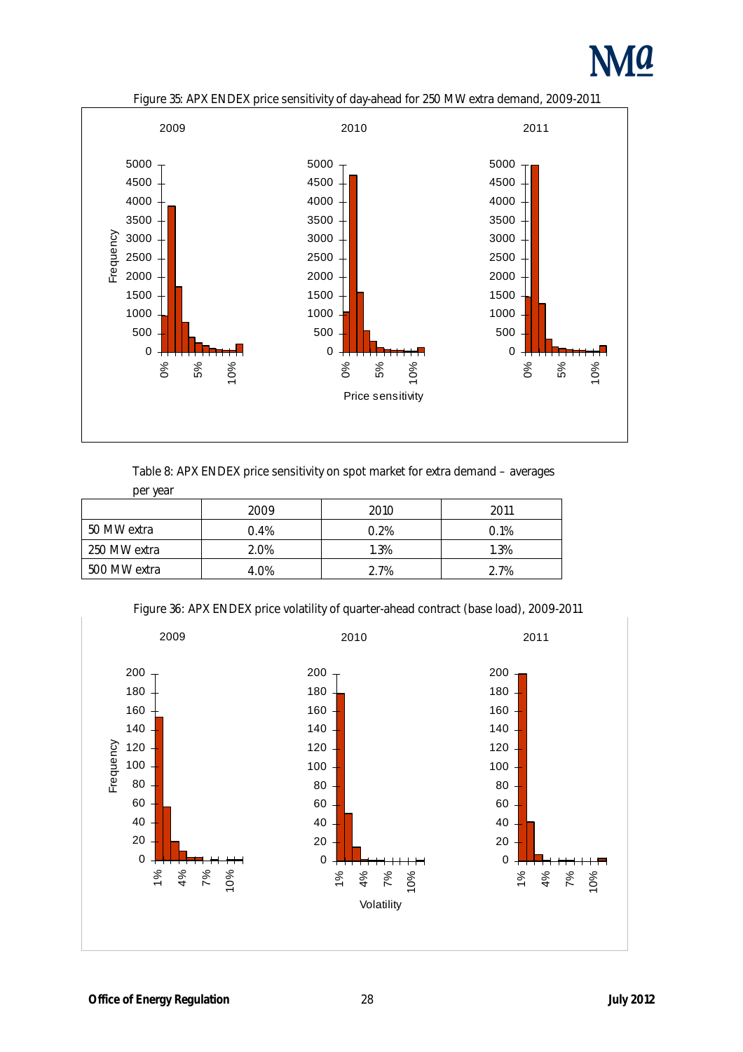Figure 35: APX ENDEX price sensitivity of day-ahead for 250 MW extra demand, 2009-2011

Table 8: APX ENDEX price sensitivity on spot market for extra demand – averages per year

| | 2009 | 2010 | 2011 |
|---|---|---|---|
| 50 MW extra | 0.4% | 0.2% | 0.1% |
| 250 MW extra | 2.0% | 1.3% | 1.3% |
| 500 MW extra | 4.0% | 2.7% | 2.7% |

Figure 36: APX ENDEX price volatility of quarter-ahead contract (base load), 2009-2011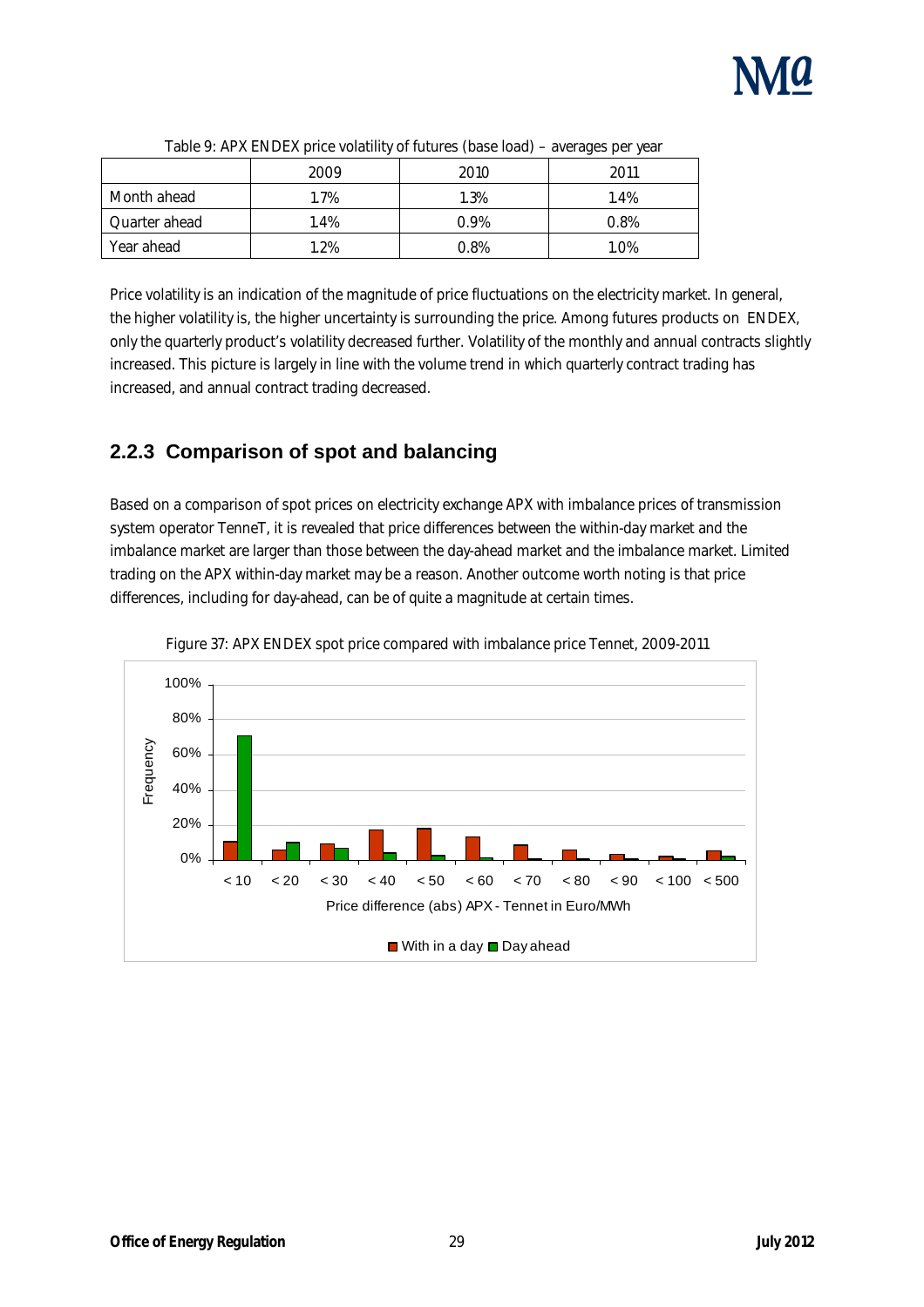Table 9: APX ENDEX price volatility of futures (base load) – averages per year

| | 2009 | 2010 | 2011 |
|---|---|---|---|
| Month ahead | 1.7% | 1.3% | 1.4% |
| Quarter ahead | 1.4% | 0.9% | 0.8% |
| Year ahead | 1.2% | 0.8% | 1.0% |

Price volatility is an indication of the magnitude of price fluctuations on the electricity market. In general, the higher volatility is, the higher uncertainty is surrounding the price. Among futures products on ENDEX, only the quarterly product's volatility decreased further. Volatility of the monthly and annual contracts slightly increased. This picture is largely in line with the volume trend in which quarterly contract trading has increased, and annual contract trading decreased.

### 2.2.3 Comparison of spot and balancing

Based on a comparison of spot prices on electricity exchange APX with imbalance prices of transmission system operator TenneT, it is revealed that price differences between the within-day market and the imbalance market are larger than those between the day-ahead market and the imbalance market. Limited trading on the APX within-day market may be a reason. Another outcome worth noting is that price differences, including for day-ahead, can be of quite a magnitude at certain times.

Figure 37: APX ENDEX spot price compared with imbalance price Tennet, 2009-2011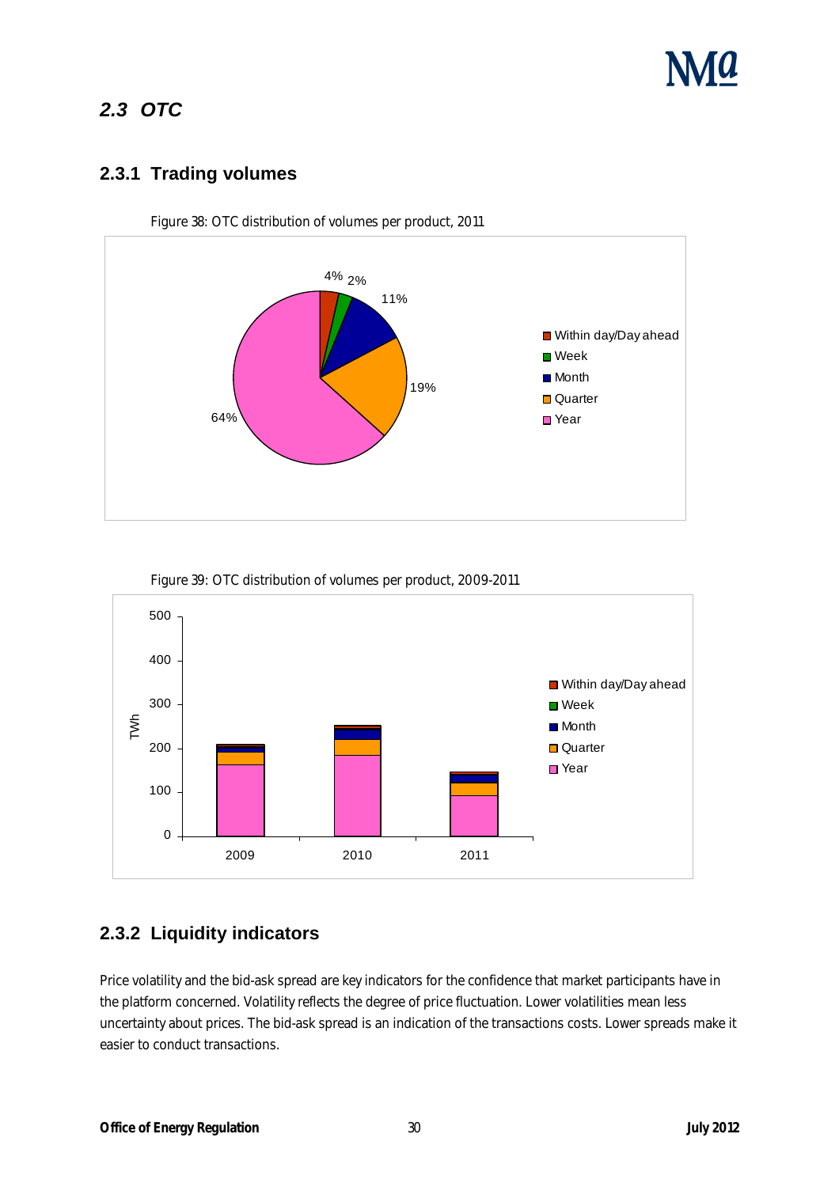## 2.3 OTC

### 2.3.1 Trading volumes

Figure 38: OTC distribution of volumes per product, 2011

Figure 39: OTC distribution of volumes per product, 2009-2011

### 2.3.2 Liquidity indicators

Price volatility and the bid-ask spread are key indicators for the confidence that market participants have in the platform concerned. Volatility reflects the degree of price fluctuation. Lower volatilities mean less uncertainty about prices. The bid-ask spread is an indication of the transactions costs. Lower spreads make it easier to conduct transactions.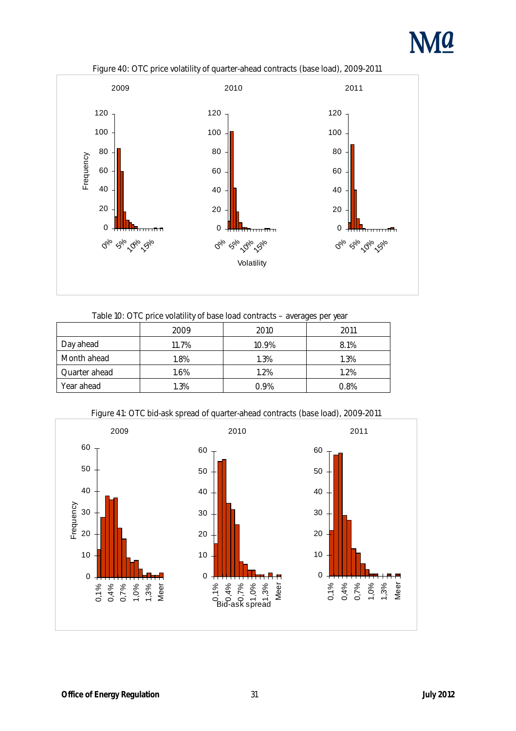Figure 40: OTC price volatility of quarter-ahead contracts (base load), 2009-2011

Table 10: OTC price volatility of base load contracts – averages per year

| | 2009 | 2010 | 2011 |
|---|---|---|---|
| Day ahead | 11.7% | 10.9% | 8.1% |
| Month ahead | 1.8% | 1.3% | 1.3% |
| Quarter ahead | 1.6% | 1.2% | 1.2% |
| Year ahead | 1.3% | 0.9% | 0.8% |

Figure 41: OTC bid-ask spread of quarter-ahead contracts (base load), 2009-2011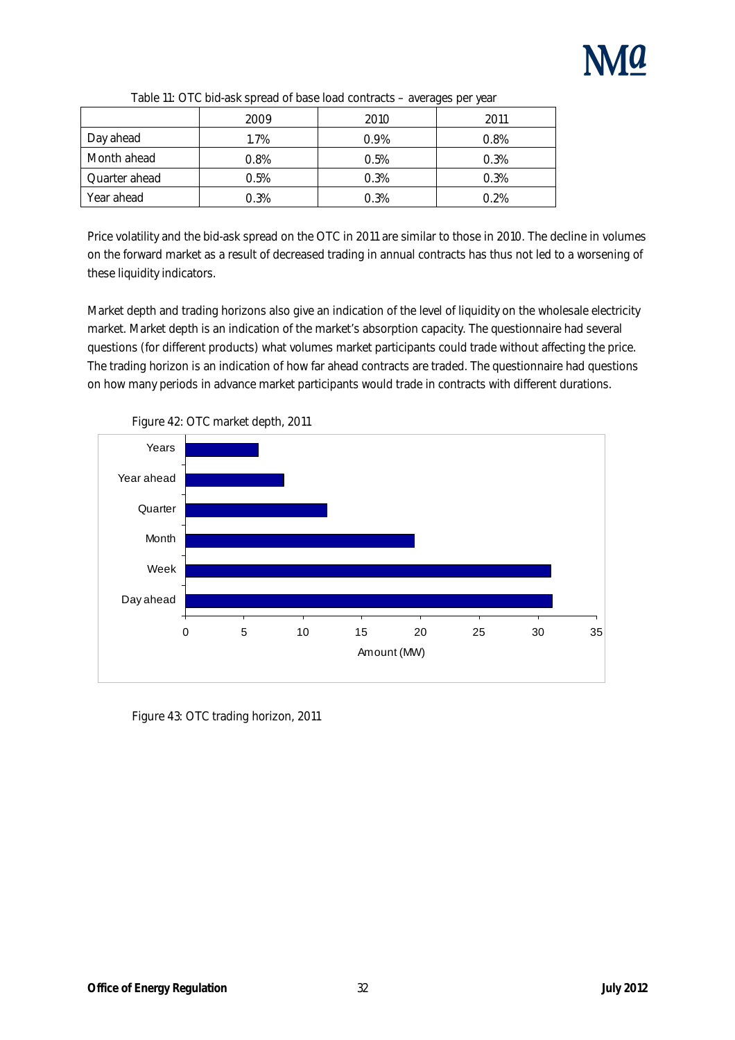Table 11: OTC bid-ask spread of base load contracts – averages per year

| | 2009 | 2010 | 2011 |
|---|---|---|---|
| Day ahead | 1.7% | 0.9% | 0.8% |
| Month ahead | 0.8% | 0.5% | 0.3% |
| Quarter ahead | 0.5% | 0.3% | 0.3% |
| Year ahead | 0.3% | 0.3% | 0.2% |

Price volatility and the bid-ask spread on the OTC in 2011 are similar to those in 2010. The decline in volumes on the forward market as a result of decreased trading in annual contracts has thus not led to a worsening of these liquidity indicators.

Market depth and trading horizons also give an indication of the level of liquidity on the wholesale electricity market. Market depth is an indication of the market's absorption capacity. The questionnaire had several questions (for different products) what volumes market participants could trade without affecting the price. The trading horizon is an indication of how far ahead contracts are traded. The questionnaire had questions on how many periods in advance market participants would trade in contracts with different durations.

Figure 42: OTC market depth, 2011

Figure 43: OTC trading horizon, 2011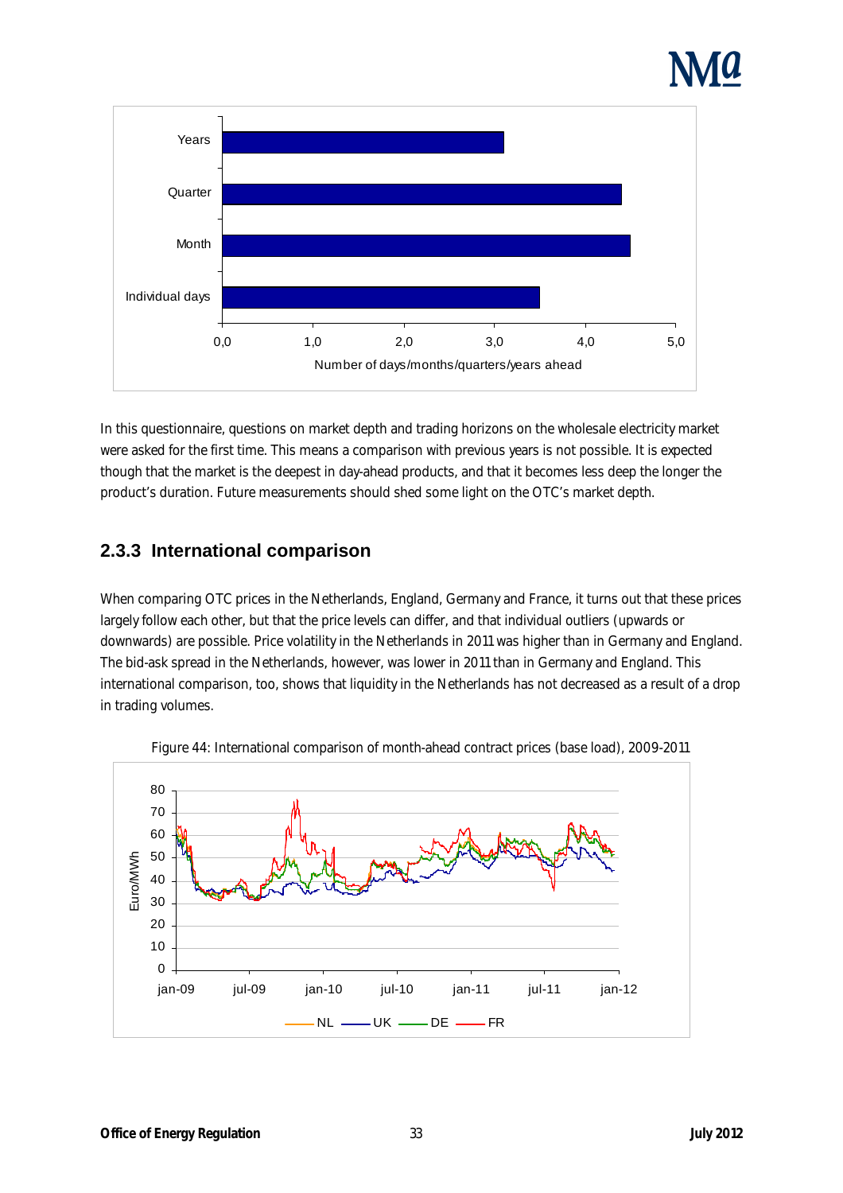In this questionnaire, questions on market depth and trading horizons on the wholesale electricity market were asked for the first time. This means a comparison with previous years is not possible. It is expected though that the market is the deepest in day-ahead products, and that it becomes less deep the longer the product's duration. Future measurements should shed some light on the OTC's market depth.

### 2.3.3 International comparison

When comparing OTC prices in the Netherlands, England, Germany and France, it turns out that these prices largely follow each other, but that the price levels can differ, and that individual outliers (upwards or downwards) are possible. Price volatility in the Netherlands in 2011 was higher than in Germany and England. The bid-ask spread in the Netherlands, however, was lower in 2011 than in Germany and England. This international comparison, too, shows that liquidity in the Netherlands has not decreased as a result of a drop in trading volumes.

Figure 44: International comparison of month-ahead contract prices (base load), 2009-2011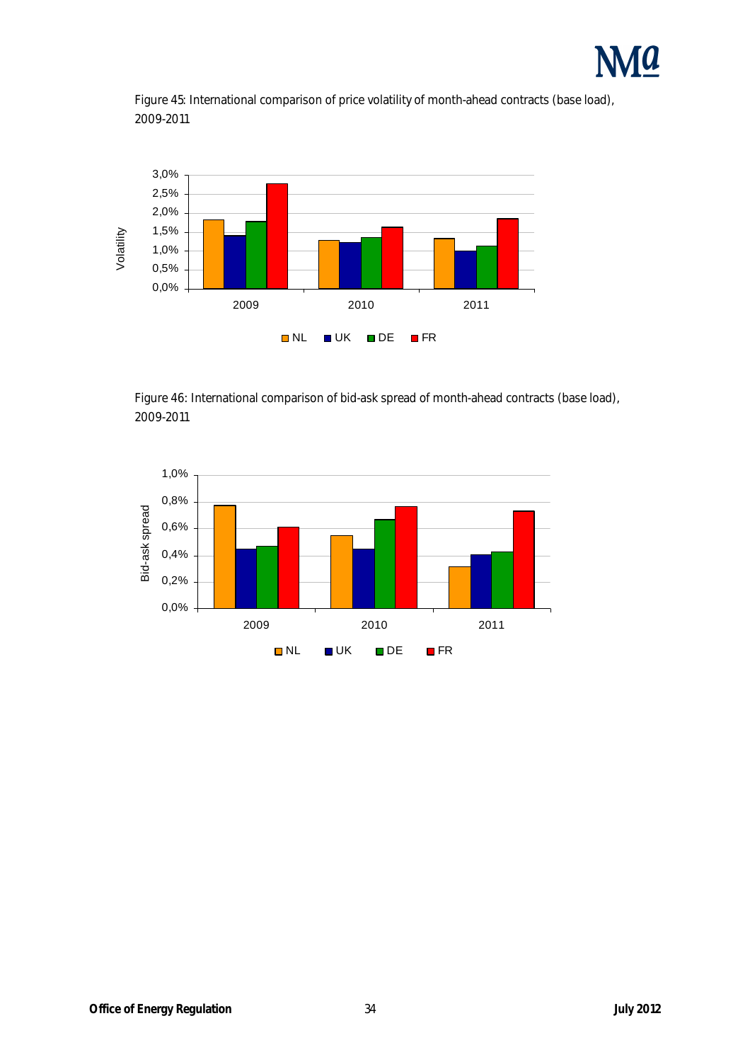Figure 45: International comparison of price volatility of month-ahead contracts (base load), 2009-2011

Figure 46: International comparison of bid-ask spread of month-ahead contracts (base load), 2009-2011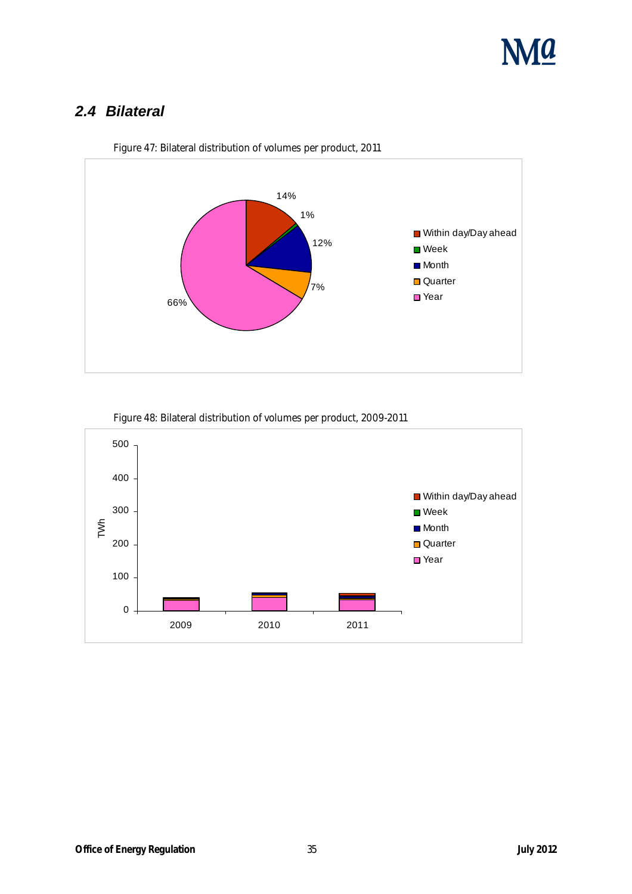## 2.4 Bilateral

Figure 47: Bilateral distribution of volumes per product, 2011

14%
1%
12%
7%
66%

Within day/Day ahead
Week
Month
Quarter
Year

Figure 48: Bilateral distribution of volumes per product, 2009-2011

TWh

500
400
300
200
100
0

2009
2010
2011

Within day/Day ahead
Week
Month
Quarter
Year